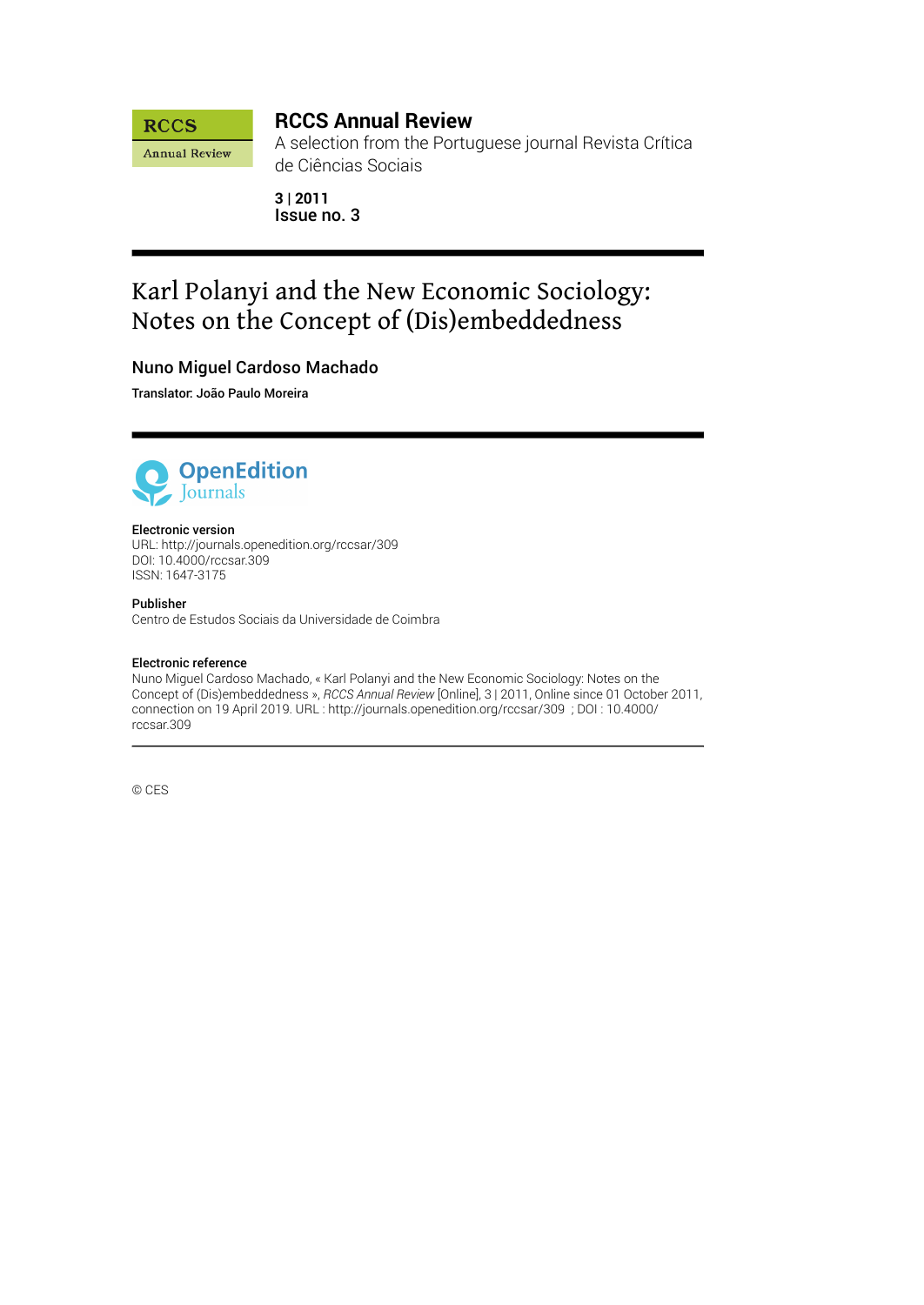**RCCS Annual Review**
A selection from the Portuguese journal Revista Crítica de Ciências Sociais

**3 | 2011**
**Issue no. 3**

# Karl Polanyi and the New Economic Sociology: Notes on the Concept of (Dis)embeddedness

**Nuno Miguel Cardoso Machado**

**Translator: João Paulo Moreira**

**Electronic version**
URL: http://journals.openedition.org/rccsar/309
DOI: 10.4000/rccsar.309
ISSN: 1647-3175

**Publisher**
Centro de Estudos Sociais da Universidade de Coimbra

**Electronic reference**
Nuno Miguel Cardoso Machado, « Karl Polanyi and the New Economic Sociology: Notes on the Concept of (Dis)embeddedness », *RCCS Annual Review* [Online], 3 | 2011, Online since 01 October 2011, connection on 19 April 2019. URL : http://journals.openedition.org/rccsar/309 ; DOI : 10.4000/rccsar.309

© CES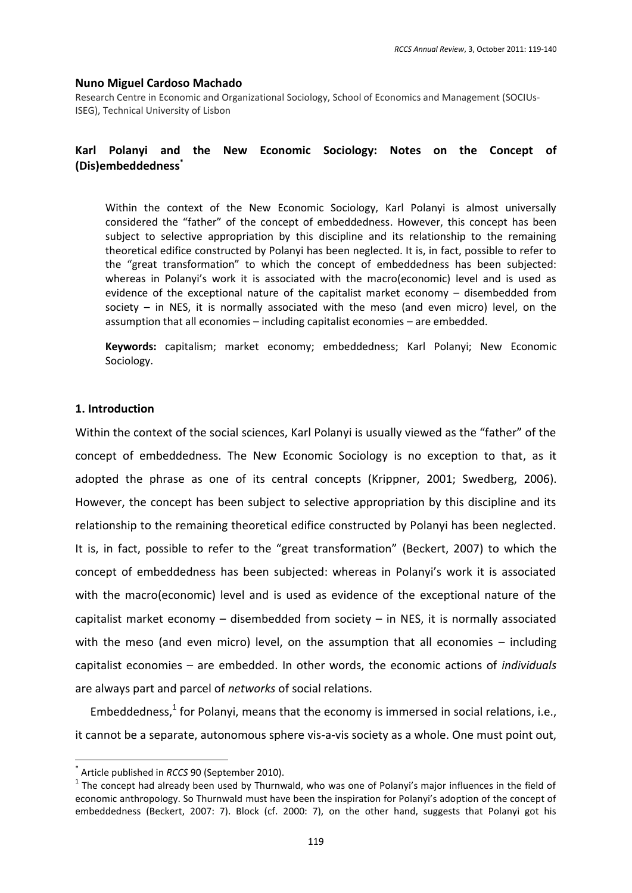**Nuno Miguel Cardoso Machado**

Research Centre in Economic and Organizational Sociology, School of Economics and Management (SOCIUs-ISEG), Technical University of Lisbon

# Karl Polanyi and the New Economic Sociology: Notes on the Concept of (Dis)embeddedness[*]

> Within the context of the New Economic Sociology, Karl Polanyi is almost universally considered the "father" of the concept of embeddedness. However, this concept has been subject to selective appropriation by this discipline and its relationship to the remaining theoretical edifice constructed by Polanyi has been neglected. It is, in fact, possible to refer to the "great transformation" to which the concept of embeddedness has been subjected: whereas in Polanyi's work it is associated with the macro(economic) level and is used as evidence of the exceptional nature of the capitalist market economy – disembedded from society – in NES, it is normally associated with the meso (and even micro) level, on the assumption that all economies – including capitalist economies – are embedded.
>
> **Keywords:** capitalism; market economy; embeddedness; Karl Polanyi; New Economic Sociology.

## 1. Introduction

Within the context of the social sciences, Karl Polanyi is usually viewed as the "father" of the concept of embeddedness. The New Economic Sociology is no exception to that, as it adopted the phrase as one of its central concepts (Krippner, 2001; Swedberg, 2006). However, the concept has been subject to selective appropriation by this discipline and its relationship to the remaining theoretical edifice constructed by Polanyi has been neglected. It is, in fact, possible to refer to the "great transformation" (Beckert, 2007) to which the concept of embeddedness has been subjected: whereas in Polanyi's work it is associated with the macro(economic) level and is used as evidence of the exceptional nature of the capitalist market economy – disembedded from society – in NES, it is normally associated with the meso (and even micro) level, on the assumption that all economies – including capitalist economies – are embedded. In other words, the economic actions of *individuals* are always part and parcel of *networks* of social relations.

Embeddedness,[1] for Polanyi, means that the economy is immersed in social relations, i.e., it cannot be a separate, autonomous sphere vis-a-vis society as a whole. One must point out,

---

[*] Article published in *RCCS* 90 (September 2010).

[1] The concept had already been used by Thurnwald, who was one of Polanyi's major influences in the field of economic anthropology. So Thurnwald must have been the inspiration for Polanyi's adoption of the concept of embeddedness (Beckert, 2007: 7). Block (cf. 2000: 7), on the other hand, suggests that Polanyi got his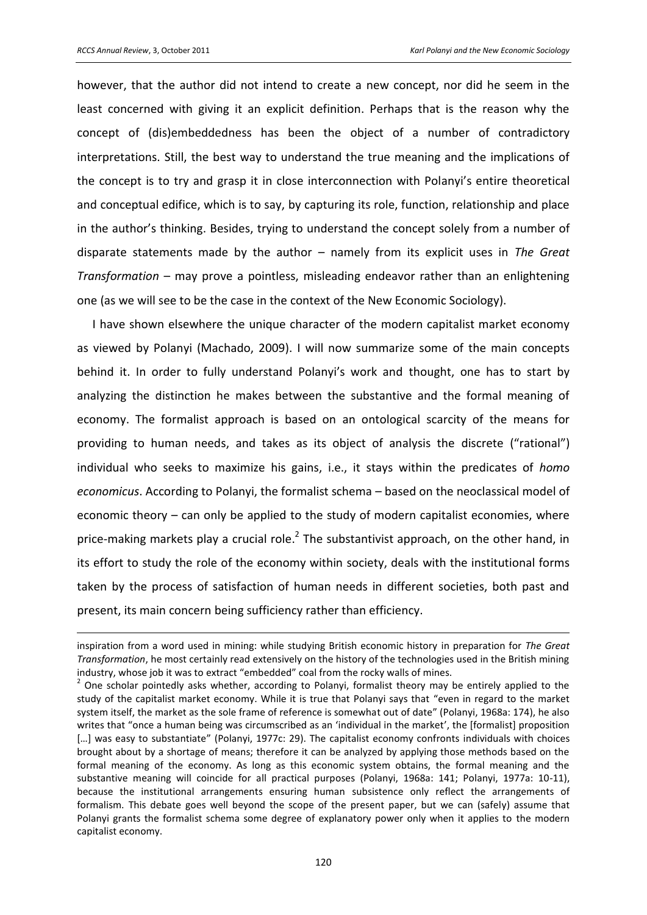however, that the author did not intend to create a new concept, nor did he seem in the least concerned with giving it an explicit definition. Perhaps that is the reason why the concept of (dis)embeddedness has been the object of a number of contradictory interpretations. Still, the best way to understand the true meaning and the implications of the concept is to try and grasp it in close interconnection with Polanyi's entire theoretical and conceptual edifice, which is to say, by capturing its role, function, relationship and place in the author's thinking. Besides, trying to understand the concept solely from a number of disparate statements made by the author – namely from its explicit uses in *The Great Transformation* – may prove a pointless, misleading endeavor rather than an enlightening one (as we will see to be the case in the context of the New Economic Sociology).

I have shown elsewhere the unique character of the modern capitalist market economy as viewed by Polanyi (Machado, 2009). I will now summarize some of the main concepts behind it. In order to fully understand Polanyi's work and thought, one has to start by analyzing the distinction he makes between the substantive and the formal meaning of economy. The formalist approach is based on an ontological scarcity of the means for providing to human needs, and takes as its object of analysis the discrete ("rational") individual who seeks to maximize his gains, i.e., it stays within the predicates of *homo economicus*. According to Polanyi, the formalist schema – based on the neoclassical model of economic theory – can only be applied to the study of modern capitalist economies, where price-making markets play a crucial role.[2] The substantivist approach, on the other hand, in its effort to study the role of the economy within society, deals with the institutional forms taken by the process of satisfaction of human needs in different societies, both past and present, its main concern being sufficiency rather than efficiency.

---

inspiration from a word used in mining: while studying British economic history in preparation for *The Great Transformation*, he most certainly read extensively on the history of the technologies used in the British mining industry, whose job it was to extract "embedded" coal from the rocky walls of mines.

[2] One scholar pointedly asks whether, according to Polanyi, formalist theory may be entirely applied to the study of the capitalist market economy. While it is true that Polanyi says that "even in regard to the market system itself, the market as the sole frame of reference is somewhat out of date" (Polanyi, 1968a: 174), he also writes that "once a human being was circumscribed as an 'individual in the market', the [formalist] proposition […] was easy to substantiate" (Polanyi, 1977c: 29). The capitalist economy confronts individuals with choices brought about by a shortage of means; therefore it can be analyzed by applying those methods based on the formal meaning of the economy. As long as this economic system obtains, the formal meaning and the substantive meaning will coincide for all practical purposes (Polanyi, 1968a: 141; Polanyi, 1977a: 10-11), because the institutional arrangements ensuring human subsistence only reflect the arrangements of formalism. This debate goes well beyond the scope of the present paper, but we can (safely) assume that Polanyi grants the formalist schema some degree of explanatory power only when it applies to the modern capitalist economy.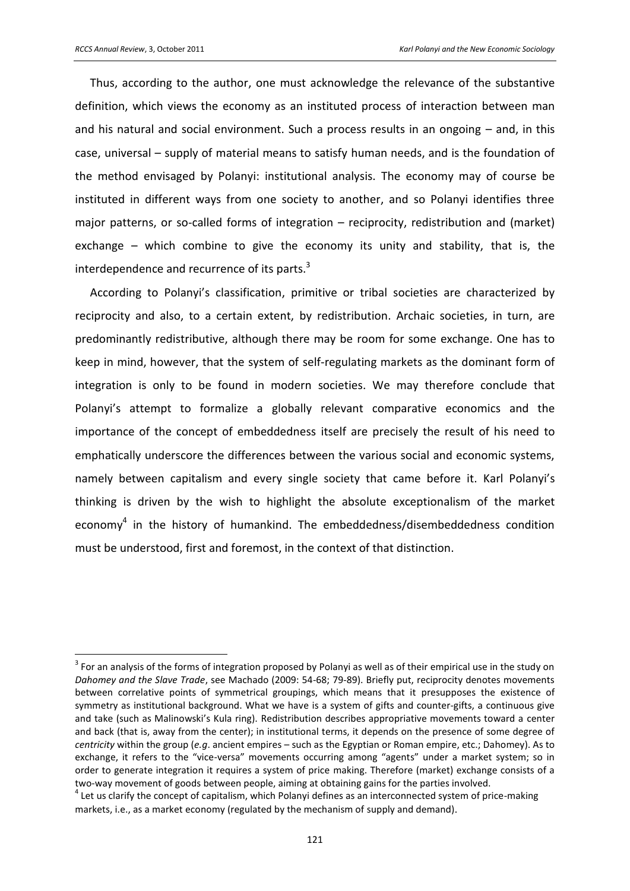Thus, according to the author, one must acknowledge the relevance of the substantive definition, which views the economy as an instituted process of interaction between man and his natural and social environment. Such a process results in an ongoing – and, in this case, universal – supply of material means to satisfy human needs, and is the foundation of the method envisaged by Polanyi: institutional analysis. The economy may of course be instituted in different ways from one society to another, and so Polanyi identifies three major patterns, or so-called forms of integration – reciprocity, redistribution and (market) exchange – which combine to give the economy its unity and stability, that is, the interdependence and recurrence of its parts.[3]

According to Polanyi's classification, primitive or tribal societies are characterized by reciprocity and also, to a certain extent, by redistribution. Archaic societies, in turn, are predominantly redistributive, although there may be room for some exchange. One has to keep in mind, however, that the system of self-regulating markets as the dominant form of integration is only to be found in modern societies. We may therefore conclude that Polanyi's attempt to formalize a globally relevant comparative economics and the importance of the concept of embeddedness itself are precisely the result of his need to emphatically underscore the differences between the various social and economic systems, namely between capitalism and every single society that came before it. Karl Polanyi's thinking is driven by the wish to highlight the absolute exceptionalism of the market economy[4] in the history of humankind. The embeddedness/disembeddedness condition must be understood, first and foremost, in the context of that distinction.

---

[3] For an analysis of the forms of integration proposed by Polanyi as well as of their empirical use in the study on *Dahomey and the Slave Trade*, see Machado (2009: 54-68; 79-89). Briefly put, reciprocity denotes movements between correlative points of symmetrical groupings, which means that it presupposes the existence of symmetry as institutional background. What we have is a system of gifts and counter-gifts, a continuous give and take (such as Malinowski's Kula ring). Redistribution describes appropriative movements toward a center and back (that is, away from the center); in institutional terms, it depends on the presence of some degree of *centricity* within the group (*e.g*. ancient empires – such as the Egyptian or Roman empire, etc.; Dahomey). As to exchange, it refers to the "vice-versa" movements occurring among "agents" under a market system; so in order to generate integration it requires a system of price making. Therefore (market) exchange consists of a two-way movement of goods between people, aiming at obtaining gains for the parties involved.

[4] Let us clarify the concept of capitalism, which Polanyi defines as an interconnected system of price-making markets, i.e., as a market economy (regulated by the mechanism of supply and demand).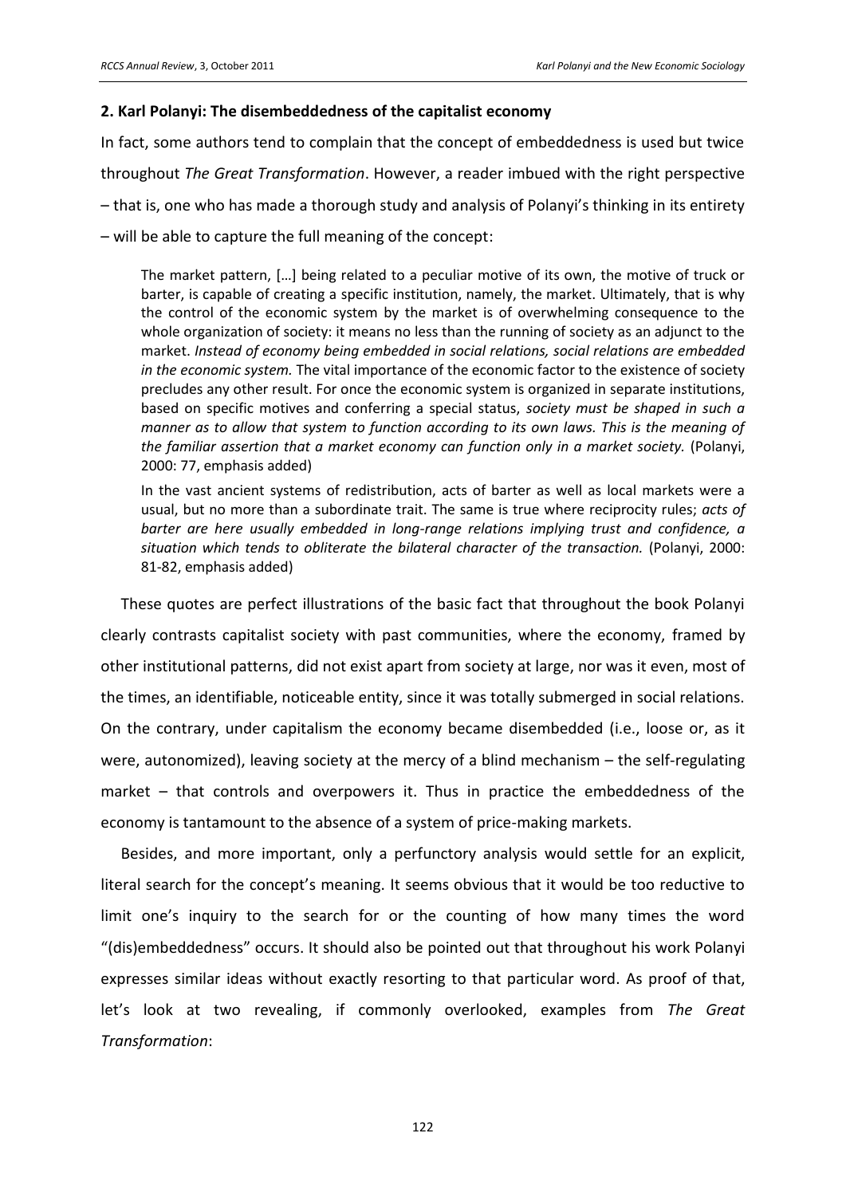## 2. Karl Polanyi: The disembeddedness of the capitalist economy

In fact, some authors tend to complain that the concept of embeddedness is used but twice throughout *The Great Transformation*. However, a reader imbued with the right perspective – that is, one who has made a thorough study and analysis of Polanyi's thinking in its entirety – will be able to capture the full meaning of the concept:

> The market pattern, […] being related to a peculiar motive of its own, the motive of truck or barter, is capable of creating a specific institution, namely, the market. Ultimately, that is why the control of the economic system by the market is of overwhelming consequence to the whole organization of society: it means no less than the running of society as an adjunct to the market. *Instead of economy being embedded in social relations, social relations are embedded in the economic system.* The vital importance of the economic factor to the existence of society precludes any other result. For once the economic system is organized in separate institutions, based on specific motives and conferring a special status, *society must be shaped in such a manner as to allow that system to function according to its own laws. This is the meaning of the familiar assertion that a market economy can function only in a market society.* (Polanyi, 2000: 77, emphasis added)

> In the vast ancient systems of redistribution, acts of barter as well as local markets were a usual, but no more than a subordinate trait. The same is true where reciprocity rules; *acts of barter are here usually embedded in long-range relations implying trust and confidence, a situation which tends to obliterate the bilateral character of the transaction.* (Polanyi, 2000: 81-82, emphasis added)

These quotes are perfect illustrations of the basic fact that throughout the book Polanyi clearly contrasts capitalist society with past communities, where the economy, framed by other institutional patterns, did not exist apart from society at large, nor was it even, most of the times, an identifiable, noticeable entity, since it was totally submerged in social relations. On the contrary, under capitalism the economy became disembedded (i.e., loose or, as it were, autonomized), leaving society at the mercy of a blind mechanism – the self-regulating market – that controls and overpowers it. Thus in practice the embeddedness of the economy is tantamount to the absence of a system of price-making markets.

Besides, and more important, only a perfunctory analysis would settle for an explicit, literal search for the concept's meaning. It seems obvious that it would be too reductive to limit one's inquiry to the search for or the counting of how many times the word "(dis)embeddedness" occurs. It should also be pointed out that throughout his work Polanyi expresses similar ideas without exactly resorting to that particular word. As proof of that, let's look at two revealing, if commonly overlooked, examples from *The Great Transformation*: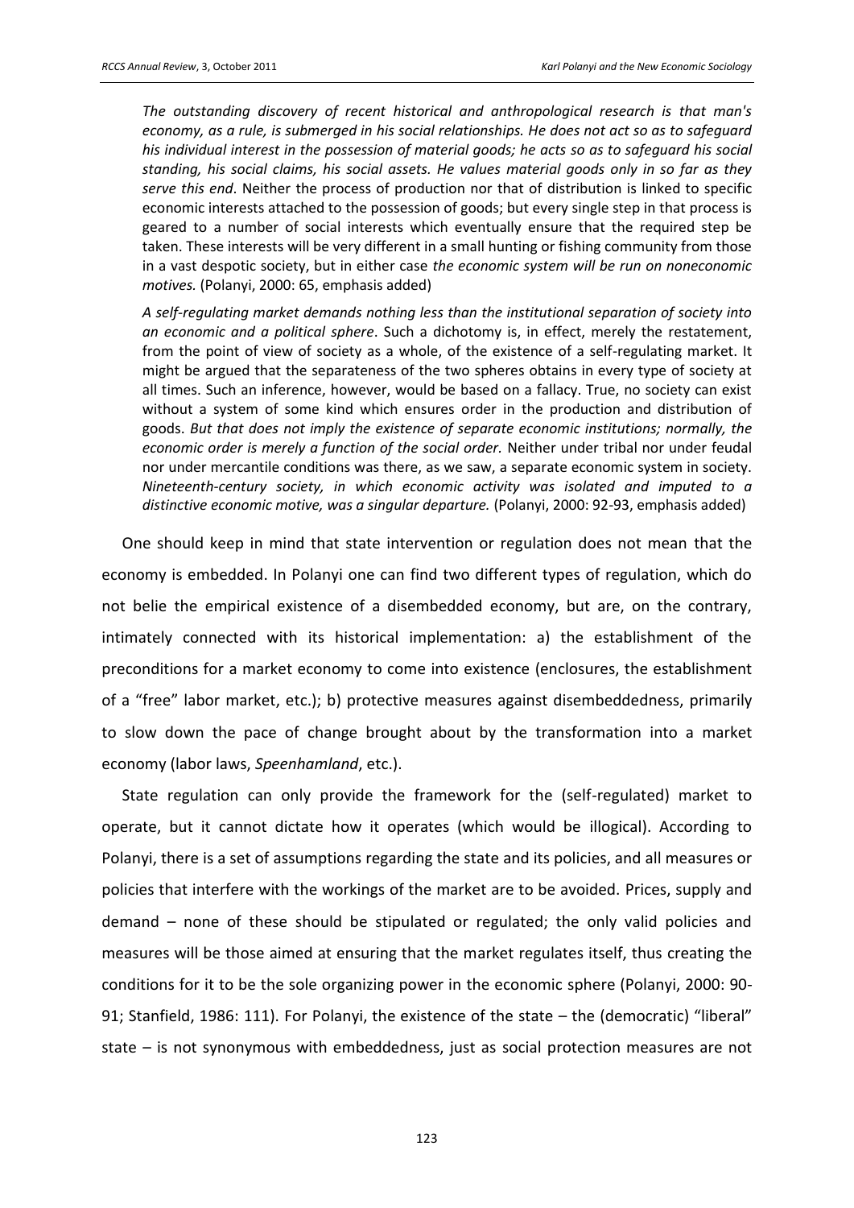> *The outstanding discovery of recent historical and anthropological research is that man's economy, as a rule, is submerged in his social relationships. He does not act so as to safeguard his individual interest in the possession of material goods; he acts so as to safeguard his social standing, his social claims, his social assets. He values material goods only in so far as they serve this end*. Neither the process of production nor that of distribution is linked to specific economic interests attached to the possession of goods; but every single step in that process is geared to a number of social interests which eventually ensure that the required step be taken. These interests will be very different in a small hunting or fishing community from those in a vast despotic society, but in either case *the economic system will be run on noneconomic motives.* (Polanyi, 2000: 65, emphasis added)

> *A self-regulating market demands nothing less than the institutional separation of society into an economic and a political sphere*. Such a dichotomy is, in effect, merely the restatement, from the point of view of society as a whole, of the existence of a self-regulating market. It might be argued that the separateness of the two spheres obtains in every type of society at all times. Such an inference, however, would be based on a fallacy. True, no society can exist without a system of some kind which ensures order in the production and distribution of goods. *But that does not imply the existence of separate economic institutions; normally, the economic order is merely a function of the social order.* Neither under tribal nor under feudal nor under mercantile conditions was there, as we saw, a separate economic system in society. *Nineteenth-century society, in which economic activity was isolated and imputed to a distinctive economic motive, was a singular departure.* (Polanyi, 2000: 92-93, emphasis added)

One should keep in mind that state intervention or regulation does not mean that the economy is embedded. In Polanyi one can find two different types of regulation, which do not belie the empirical existence of a disembedded economy, but are, on the contrary, intimately connected with its historical implementation: a) the establishment of the preconditions for a market economy to come into existence (enclosures, the establishment of a "free" labor market, etc.); b) protective measures against disembeddedness, primarily to slow down the pace of change brought about by the transformation into a market economy (labor laws, *Speenhamland*, etc.).

State regulation can only provide the framework for the (self-regulated) market to operate, but it cannot dictate how it operates (which would be illogical). According to Polanyi, there is a set of assumptions regarding the state and its policies, and all measures or policies that interfere with the workings of the market are to be avoided. Prices, supply and demand – none of these should be stipulated or regulated; the only valid policies and measures will be those aimed at ensuring that the market regulates itself, thus creating the conditions for it to be the sole organizing power in the economic sphere (Polanyi, 2000: 90-91; Stanfield, 1986: 111). For Polanyi, the existence of the state – the (democratic) "liberal" state – is not synonymous with embeddedness, just as social protection measures are not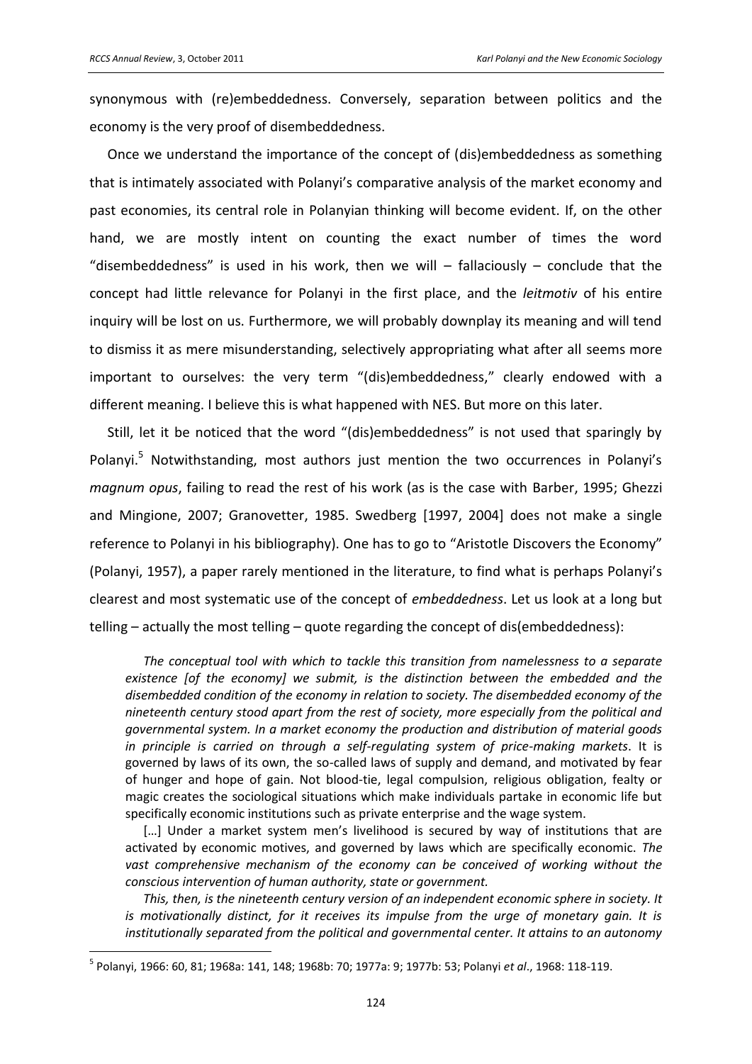synonymous with (re)embeddedness. Conversely, separation between politics and the economy is the very proof of disembeddedness.

Once we understand the importance of the concept of (dis)embeddedness as something that is intimately associated with Polanyi's comparative analysis of the market economy and past economies, its central role in Polanyian thinking will become evident. If, on the other hand, we are mostly intent on counting the exact number of times the word "disembeddedness" is used in his work, then we will – fallaciously – conclude that the concept had little relevance for Polanyi in the first place, and the *leitmotiv* of his entire inquiry will be lost on us. Furthermore, we will probably downplay its meaning and will tend to dismiss it as mere misunderstanding, selectively appropriating what after all seems more important to ourselves: the very term "(dis)embeddedness," clearly endowed with a different meaning. I believe this is what happened with NES. But more on this later.

Still, let it be noticed that the word "(dis)embeddedness" is not used that sparingly by Polanyi.[5] Notwithstanding, most authors just mention the two occurrences in Polanyi's *magnum opus*, failing to read the rest of his work (as is the case with Barber, 1995; Ghezzi and Mingione, 2007; Granovetter, 1985. Swedberg [1997, 2004] does not make a single reference to Polanyi in his bibliography). One has to go to "Aristotle Discovers the Economy" (Polanyi, 1957), a paper rarely mentioned in the literature, to find what is perhaps Polanyi's clearest and most systematic use of the concept of *embeddedness*. Let us look at a long but telling – actually the most telling – quote regarding the concept of dis(embeddedness):

> *The conceptual tool with which to tackle this transition from namelessness to a separate existence [of the economy] we submit, is the distinction between the embedded and the disembedded condition of the economy in relation to society. The disembedded economy of the nineteenth century stood apart from the rest of society, more especially from the political and governmental system. In a market economy the production and distribution of material goods in principle is carried on through a self-regulating system of price-making markets*. It is governed by laws of its own, the so-called laws of supply and demand, and motivated by fear of hunger and hope of gain. Not blood-tie, legal compulsion, religious obligation, fealty or magic creates the sociological situations which make individuals partake in economic life but specifically economic institutions such as private enterprise and the wage system.
>
> […] Under a market system men's livelihood is secured by way of institutions that are activated by economic motives, and governed by laws which are specifically economic. *The vast comprehensive mechanism of the economy can be conceived of working without the conscious intervention of human authority, state or government.*
>
> *This, then, is the nineteenth century version of an independent economic sphere in society. It is motivationally distinct, for it receives its impulse from the urge of monetary gain. It is institutionally separated from the political and governmental center. It attains to an autonomy*

[5] Polanyi, 1966: 60, 81; 1968a: 141, 148; 1968b: 70; 1977a: 9; 1977b: 53; Polanyi *et al*., 1968: 118-119.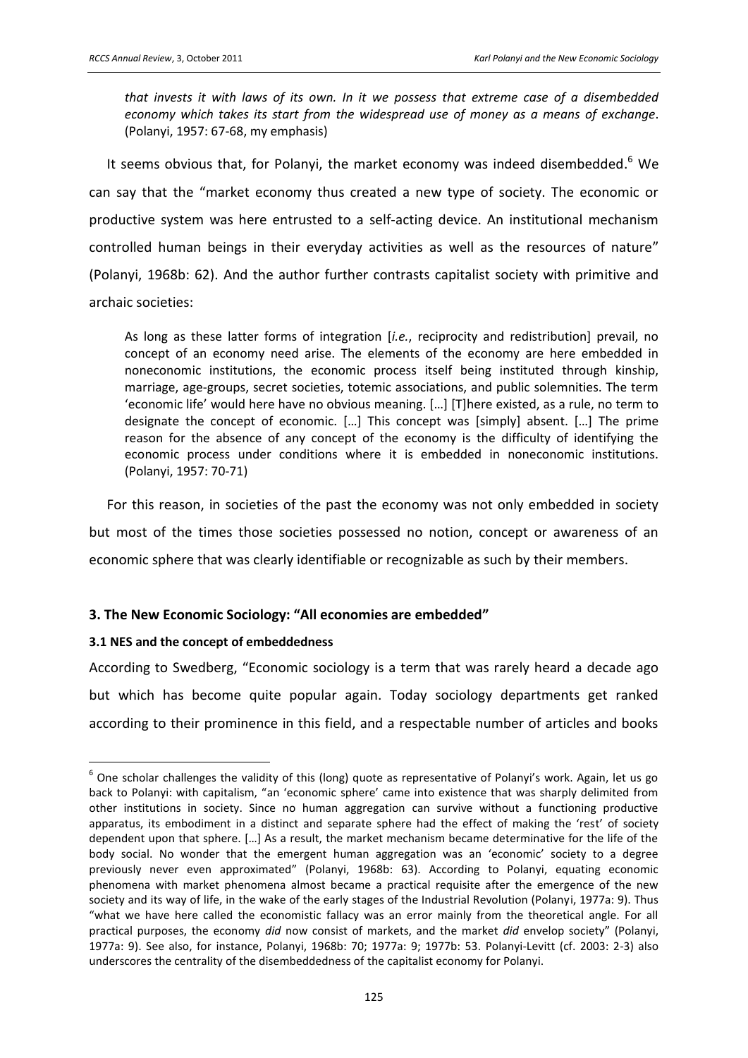> *that invests it with laws of its own. In it we possess that extreme case of a disembedded economy which takes its start from the widespread use of money as a means of exchange*. (Polanyi, 1957: 67-68, my emphasis)

It seems obvious that, for Polanyi, the market economy was indeed disembedded.[6] We can say that the "market economy thus created a new type of society. The economic or productive system was here entrusted to a self-acting device. An institutional mechanism controlled human beings in their everyday activities as well as the resources of nature" (Polanyi, 1968b: 62). And the author further contrasts capitalist society with primitive and archaic societies:

> As long as these latter forms of integration [*i.e.*, reciprocity and redistribution] prevail, no concept of an economy need arise. The elements of the economy are here embedded in noneconomic institutions, the economic process itself being instituted through kinship, marriage, age-groups, secret societies, totemic associations, and public solemnities. The term 'economic life' would here have no obvious meaning. […] [T]here existed, as a rule, no term to designate the concept of economic. […] This concept was [simply] absent. […] The prime reason for the absence of any concept of the economy is the difficulty of identifying the economic process under conditions where it is embedded in noneconomic institutions. (Polanyi, 1957: 70-71)

For this reason, in societies of the past the economy was not only embedded in society but most of the times those societies possessed no notion, concept or awareness of an economic sphere that was clearly identifiable or recognizable as such by their members.

## 3. The New Economic Sociology: "All economies are embedded"

### 3.1 NES and the concept of embeddedness

According to Swedberg, "Economic sociology is a term that was rarely heard a decade ago but which has become quite popular again. Today sociology departments get ranked according to their prominence in this field, and a respectable number of articles and books

---

[6] One scholar challenges the validity of this (long) quote as representative of Polanyi's work. Again, let us go back to Polanyi: with capitalism, "an 'economic sphere' came into existence that was sharply delimited from other institutions in society. Since no human aggregation can survive without a functioning productive apparatus, its embodiment in a distinct and separate sphere had the effect of making the 'rest' of society dependent upon that sphere. […] As a result, the market mechanism became determinative for the life of the body social. No wonder that the emergent human aggregation was an 'economic' society to a degree previously never even approximated" (Polanyi, 1968b: 63). According to Polanyi, equating economic phenomena with market phenomena almost became a practical requisite after the emergence of the new society and its way of life, in the wake of the early stages of the Industrial Revolution (Polanyi, 1977a: 9). Thus "what we have here called the economistic fallacy was an error mainly from the theoretical angle. For all practical purposes, the economy *did* now consist of markets, and the market *did* envelop society" (Polanyi, 1977a: 9). See also, for instance, Polanyi, 1968b: 70; 1977a: 9; 1977b: 53. Polanyi-Levitt (cf. 2003: 2-3) also underscores the centrality of the disembeddedness of the capitalist economy for Polanyi.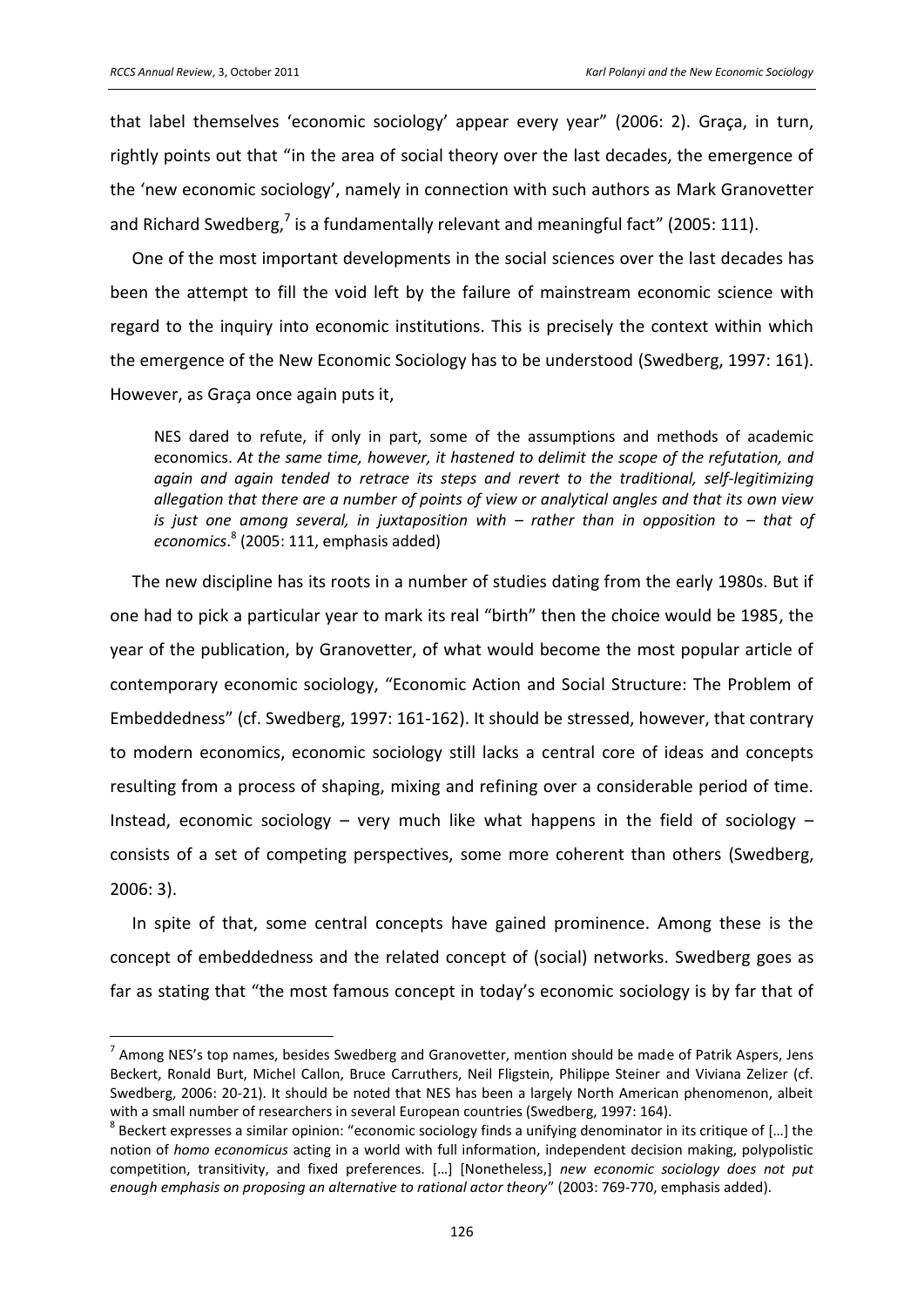that label themselves 'economic sociology' appear every year" (2006: 2). Graça, in turn, rightly points out that "in the area of social theory over the last decades, the emergence of the 'new economic sociology', namely in connection with such authors as Mark Granovetter and Richard Swedberg,[7] is a fundamentally relevant and meaningful fact" (2005: 111).

One of the most important developments in the social sciences over the last decades has been the attempt to fill the void left by the failure of mainstream economic science with regard to the inquiry into economic institutions. This is precisely the context within which the emergence of the New Economic Sociology has to be understood (Swedberg, 1997: 161). However, as Graça once again puts it,

> NES dared to refute, if only in part, some of the assumptions and methods of academic economics. *At the same time, however, it hastened to delimit the scope of the refutation, and again and again tended to retrace its steps and revert to the traditional, self-legitimizing allegation that there are a number of points of view or analytical angles and that its own view is just one among several, in juxtaposition with – rather than in opposition to – that of economics*.[8] (2005: 111, emphasis added)

The new discipline has its roots in a number of studies dating from the early 1980s. But if one had to pick a particular year to mark its real "birth" then the choice would be 1985, the year of the publication, by Granovetter, of what would become the most popular article of contemporary economic sociology, "Economic Action and Social Structure: The Problem of Embeddedness" (cf. Swedberg, 1997: 161-162). It should be stressed, however, that contrary to modern economics, economic sociology still lacks a central core of ideas and concepts resulting from a process of shaping, mixing and refining over a considerable period of time. Instead, economic sociology – very much like what happens in the field of sociology – consists of a set of competing perspectives, some more coherent than others (Swedberg, 2006: 3).

In spite of that, some central concepts have gained prominence. Among these is the concept of embeddedness and the related concept of (social) networks. Swedberg goes as far as stating that "the most famous concept in today's economic sociology is by far that of

---

[7] Among NES's top names, besides Swedberg and Granovetter, mention should be made of Patrik Aspers, Jens Beckert, Ronald Burt, Michel Callon, Bruce Carruthers, Neil Fligstein, Philippe Steiner and Viviana Zelizer (cf. Swedberg, 2006: 20-21). It should be noted that NES has been a largely North American phenomenon, albeit with a small number of researchers in several European countries (Swedberg, 1997: 164).

[8] Beckert expresses a similar opinion: "economic sociology finds a unifying denominator in its critique of […] the notion of *homo economicus* acting in a world with full information, independent decision making, polypolistic competition, transitivity, and fixed preferences. […] [Nonetheless,] *new economic sociology does not put enough emphasis on proposing an alternative to rational actor theory*" (2003: 769-770, emphasis added).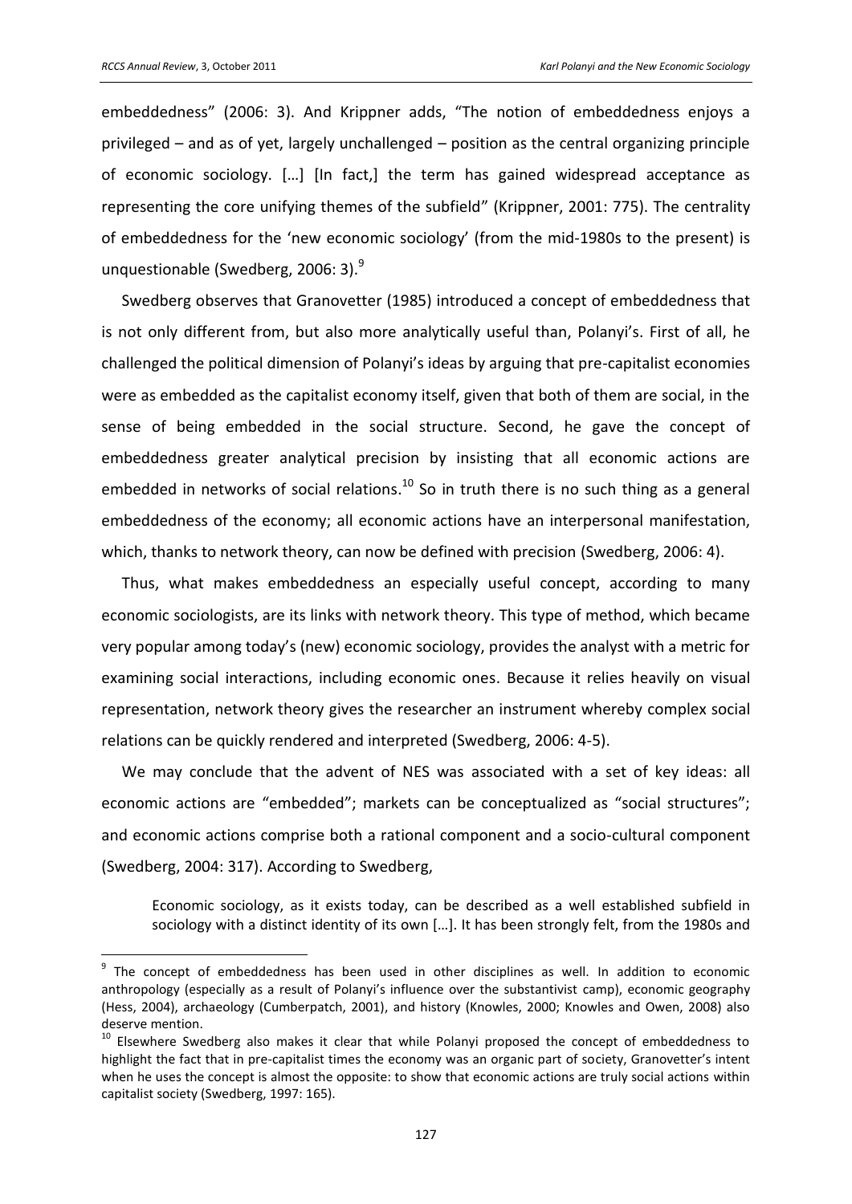embeddedness" (2006: 3). And Krippner adds, "The notion of embeddedness enjoys a privileged – and as of yet, largely unchallenged – position as the central organizing principle of economic sociology. […] [In fact,] the term has gained widespread acceptance as representing the core unifying themes of the subfield" (Krippner, 2001: 775). The centrality of embeddedness for the 'new economic sociology' (from the mid-1980s to the present) is unquestionable (Swedberg, 2006: 3).[9]

Swedberg observes that Granovetter (1985) introduced a concept of embeddedness that is not only different from, but also more analytically useful than, Polanyi's. First of all, he challenged the political dimension of Polanyi's ideas by arguing that pre-capitalist economies were as embedded as the capitalist economy itself, given that both of them are social, in the sense of being embedded in the social structure. Second, he gave the concept of embeddedness greater analytical precision by insisting that all economic actions are embedded in networks of social relations.[10] So in truth there is no such thing as a general embeddedness of the economy; all economic actions have an interpersonal manifestation, which, thanks to network theory, can now be defined with precision (Swedberg, 2006: 4).

Thus, what makes embeddedness an especially useful concept, according to many economic sociologists, are its links with network theory. This type of method, which became very popular among today's (new) economic sociology, provides the analyst with a metric for examining social interactions, including economic ones. Because it relies heavily on visual representation, network theory gives the researcher an instrument whereby complex social relations can be quickly rendered and interpreted (Swedberg, 2006: 4-5).

We may conclude that the advent of NES was associated with a set of key ideas: all economic actions are "embedded"; markets can be conceptualized as "social structures"; and economic actions comprise both a rational component and a socio-cultural component (Swedberg, 2004: 317). According to Swedberg,

> Economic sociology, as it exists today, can be described as a well established subfield in sociology with a distinct identity of its own […]. It has been strongly felt, from the 1980s and

---

[9] The concept of embeddedness has been used in other disciplines as well. In addition to economic anthropology (especially as a result of Polanyi's influence over the substantivist camp), economic geography (Hess, 2004), archaeology (Cumberpatch, 2001), and history (Knowles, 2000; Knowles and Owen, 2008) also deserve mention.

[10] Elsewhere Swedberg also makes it clear that while Polanyi proposed the concept of embeddedness to highlight the fact that in pre-capitalist times the economy was an organic part of society, Granovetter's intent when he uses the concept is almost the opposite: to show that economic actions are truly social actions within capitalist society (Swedberg, 1997: 165).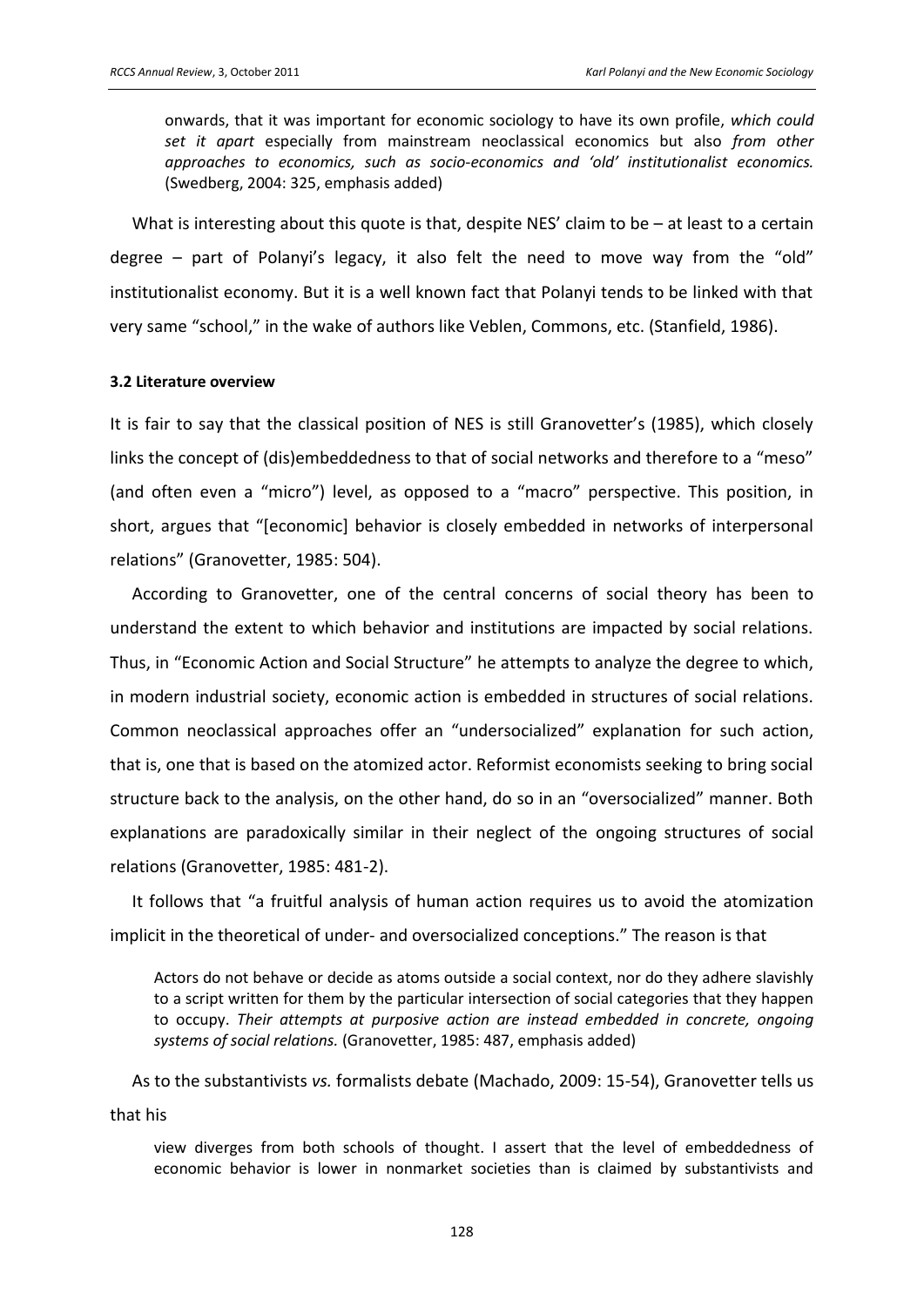> onwards, that it was important for economic sociology to have its own profile, *which could set it apart* especially from mainstream neoclassical economics but also *from other approaches to economics, such as socio-economics and 'old' institutionalist economics.* (Swedberg, 2004: 325, emphasis added)

What is interesting about this quote is that, despite NES' claim to be – at least to a certain degree – part of Polanyi's legacy, it also felt the need to move way from the "old" institutionalist economy. But it is a well known fact that Polanyi tends to be linked with that very same "school," in the wake of authors like Veblen, Commons, etc. (Stanfield, 1986).

**3.2 Literature overview**

It is fair to say that the classical position of NES is still Granovetter's (1985), which closely links the concept of (dis)embeddedness to that of social networks and therefore to a "meso" (and often even a "micro") level, as opposed to a "macro" perspective. This position, in short, argues that "[economic] behavior is closely embedded in networks of interpersonal relations" (Granovetter, 1985: 504).

According to Granovetter, one of the central concerns of social theory has been to understand the extent to which behavior and institutions are impacted by social relations. Thus, in "Economic Action and Social Structure" he attempts to analyze the degree to which, in modern industrial society, economic action is embedded in structures of social relations. Common neoclassical approaches offer an "undersocialized" explanation for such action, that is, one that is based on the atomized actor. Reformist economists seeking to bring social structure back to the analysis, on the other hand, do so in an "oversocialized" manner. Both explanations are paradoxically similar in their neglect of the ongoing structures of social relations (Granovetter, 1985: 481-2).

It follows that "a fruitful analysis of human action requires us to avoid the atomization implicit in the theoretical of under- and oversocialized conceptions." The reason is that

> Actors do not behave or decide as atoms outside a social context, nor do they adhere slavishly to a script written for them by the particular intersection of social categories that they happen to occupy. *Their attempts at purposive action are instead embedded in concrete, ongoing systems of social relations.* (Granovetter, 1985: 487, emphasis added)

As to the substantivists *vs.* formalists debate (Machado, 2009: 15-54), Granovetter tells us that his

> view diverges from both schools of thought. I assert that the level of embeddedness of economic behavior is lower in nonmarket societies than is claimed by substantivists and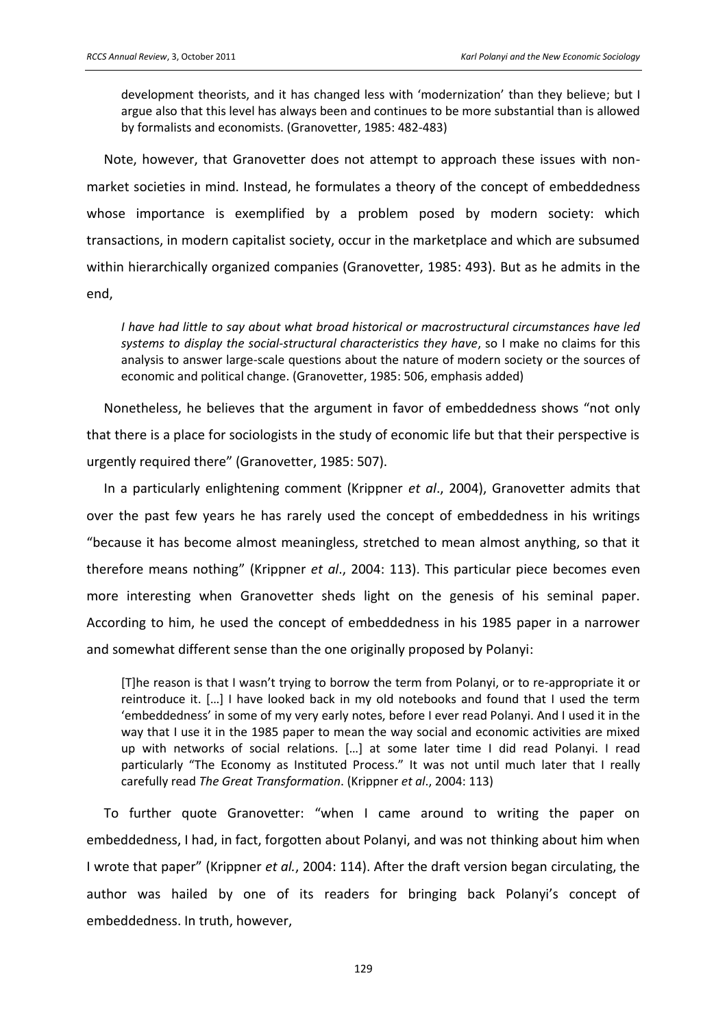> development theorists, and it has changed less with 'modernization' than they believe; but I argue also that this level has always been and continues to be more substantial than is allowed by formalists and economists. (Granovetter, 1985: 482-483)

Note, however, that Granovetter does not attempt to approach these issues with non-market societies in mind. Instead, he formulates a theory of the concept of embeddedness whose importance is exemplified by a problem posed by modern society: which transactions, in modern capitalist society, occur in the marketplace and which are subsumed within hierarchically organized companies (Granovetter, 1985: 493). But as he admits in the end,

> *I have had little to say about what broad historical or macrostructural circumstances have led systems to display the social-structural characteristics they have*, so I make no claims for this analysis to answer large-scale questions about the nature of modern society or the sources of economic and political change. (Granovetter, 1985: 506, emphasis added)

Nonetheless, he believes that the argument in favor of embeddedness shows "not only that there is a place for sociologists in the study of economic life but that their perspective is urgently required there" (Granovetter, 1985: 507).

In a particularly enlightening comment (Krippner *et al*., 2004), Granovetter admits that over the past few years he has rarely used the concept of embeddedness in his writings "because it has become almost meaningless, stretched to mean almost anything, so that it therefore means nothing" (Krippner *et al*., 2004: 113). This particular piece becomes even more interesting when Granovetter sheds light on the genesis of his seminal paper. According to him, he used the concept of embeddedness in his 1985 paper in a narrower and somewhat different sense than the one originally proposed by Polanyi:

> [T]he reason is that I wasn't trying to borrow the term from Polanyi, or to re-appropriate it or reintroduce it. […] I have looked back in my old notebooks and found that I used the term 'embeddedness' in some of my very early notes, before I ever read Polanyi. And I used it in the way that I use it in the 1985 paper to mean the way social and economic activities are mixed up with networks of social relations. […] at some later time I did read Polanyi. I read particularly "The Economy as Instituted Process." It was not until much later that I really carefully read *The Great Transformation*. (Krippner *et al*., 2004: 113)

To further quote Granovetter: "when I came around to writing the paper on embeddedness, I had, in fact, forgotten about Polanyi, and was not thinking about him when I wrote that paper" (Krippner *et al.*, 2004: 114). After the draft version began circulating, the author was hailed by one of its readers for bringing back Polanyi's concept of embeddedness. In truth, however,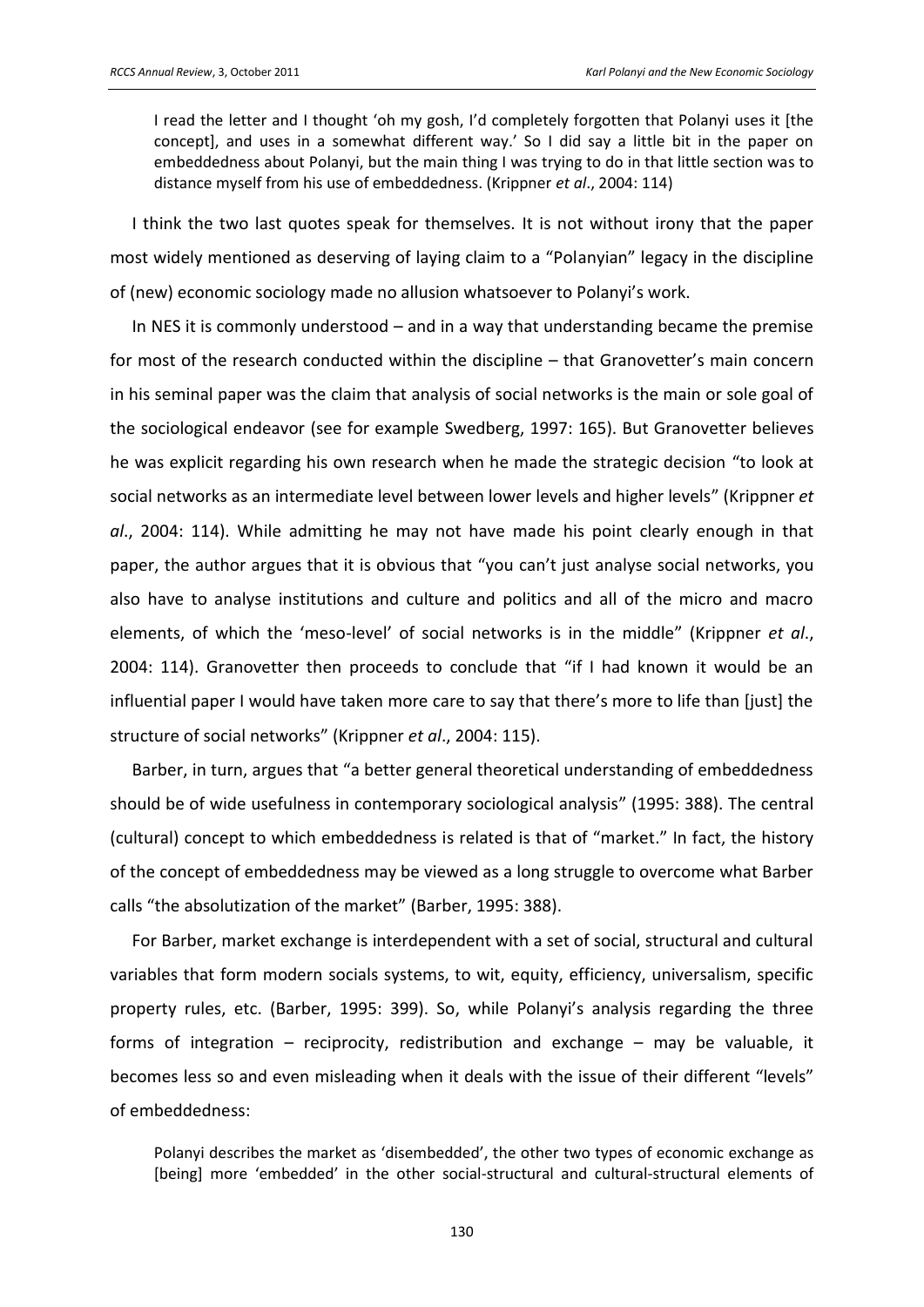> I read the letter and I thought 'oh my gosh, I'd completely forgotten that Polanyi uses it [the concept], and uses in a somewhat different way.' So I did say a little bit in the paper on embeddedness about Polanyi, but the main thing I was trying to do in that little section was to distance myself from his use of embeddedness. (Krippner *et al*., 2004: 114)

I think the two last quotes speak for themselves. It is not without irony that the paper most widely mentioned as deserving of laying claim to a "Polanyian" legacy in the discipline of (new) economic sociology made no allusion whatsoever to Polanyi's work.

In NES it is commonly understood – and in a way that understanding became the premise for most of the research conducted within the discipline – that Granovetter's main concern in his seminal paper was the claim that analysis of social networks is the main or sole goal of the sociological endeavor (see for example Swedberg, 1997: 165). But Granovetter believes he was explicit regarding his own research when he made the strategic decision "to look at social networks as an intermediate level between lower levels and higher levels" (Krippner *et al*., 2004: 114). While admitting he may not have made his point clearly enough in that paper, the author argues that it is obvious that "you can't just analyse social networks, you also have to analyse institutions and culture and politics and all of the micro and macro elements, of which the 'meso-level' of social networks is in the middle" (Krippner *et al*., 2004: 114). Granovetter then proceeds to conclude that "if I had known it would be an influential paper I would have taken more care to say that there's more to life than [just] the structure of social networks" (Krippner *et al*., 2004: 115).

Barber, in turn, argues that "a better general theoretical understanding of embeddedness should be of wide usefulness in contemporary sociological analysis" (1995: 388). The central (cultural) concept to which embeddedness is related is that of "market." In fact, the history of the concept of embeddedness may be viewed as a long struggle to overcome what Barber calls "the absolutization of the market" (Barber, 1995: 388).

For Barber, market exchange is interdependent with a set of social, structural and cultural variables that form modern socials systems, to wit, equity, efficiency, universalism, specific property rules, etc. (Barber, 1995: 399). So, while Polanyi's analysis regarding the three forms of integration – reciprocity, redistribution and exchange – may be valuable, it becomes less so and even misleading when it deals with the issue of their different "levels" of embeddedness:

> Polanyi describes the market as 'disembedded', the other two types of economic exchange as [being] more 'embedded' in the other social-structural and cultural-structural elements of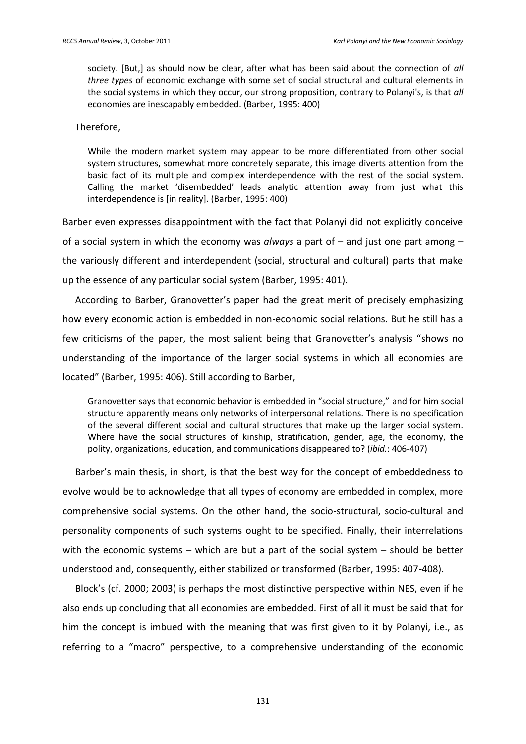> society. [But,] as should now be clear, after what has been said about the connection of *all three types* of economic exchange with some set of social structural and cultural elements in the social systems in which they occur, our strong proposition, contrary to Polanyi's, is that *all* economies are inescapably embedded. (Barber, 1995: 400)

Therefore,

> While the modern market system may appear to be more differentiated from other social system structures, somewhat more concretely separate, this image diverts attention from the basic fact of its multiple and complex interdependence with the rest of the social system. Calling the market 'disembedded' leads analytic attention away from just what this interdependence is [in reality]. (Barber, 1995: 400)

Barber even expresses disappointment with the fact that Polanyi did not explicitly conceive of a social system in which the economy was *always* a part of – and just one part among – the variously different and interdependent (social, structural and cultural) parts that make up the essence of any particular social system (Barber, 1995: 401).

According to Barber, Granovetter's paper had the great merit of precisely emphasizing how every economic action is embedded in non-economic social relations. But he still has a few criticisms of the paper, the most salient being that Granovetter's analysis "shows no understanding of the importance of the larger social systems in which all economies are located" (Barber, 1995: 406). Still according to Barber,

> Granovetter says that economic behavior is embedded in "social structure," and for him social structure apparently means only networks of interpersonal relations. There is no specification of the several different social and cultural structures that make up the larger social system. Where have the social structures of kinship, stratification, gender, age, the economy, the polity, organizations, education, and communications disappeared to? (*ibid.*: 406-407)

Barber's main thesis, in short, is that the best way for the concept of embeddedness to evolve would be to acknowledge that all types of economy are embedded in complex, more comprehensive social systems. On the other hand, the socio-structural, socio-cultural and personality components of such systems ought to be specified. Finally, their interrelations with the economic systems – which are but a part of the social system – should be better understood and, consequently, either stabilized or transformed (Barber, 1995: 407-408).

Block's (cf. 2000; 2003) is perhaps the most distinctive perspective within NES, even if he also ends up concluding that all economies are embedded. First of all it must be said that for him the concept is imbued with the meaning that was first given to it by Polanyi, i.e., as referring to a "macro" perspective, to a comprehensive understanding of the economic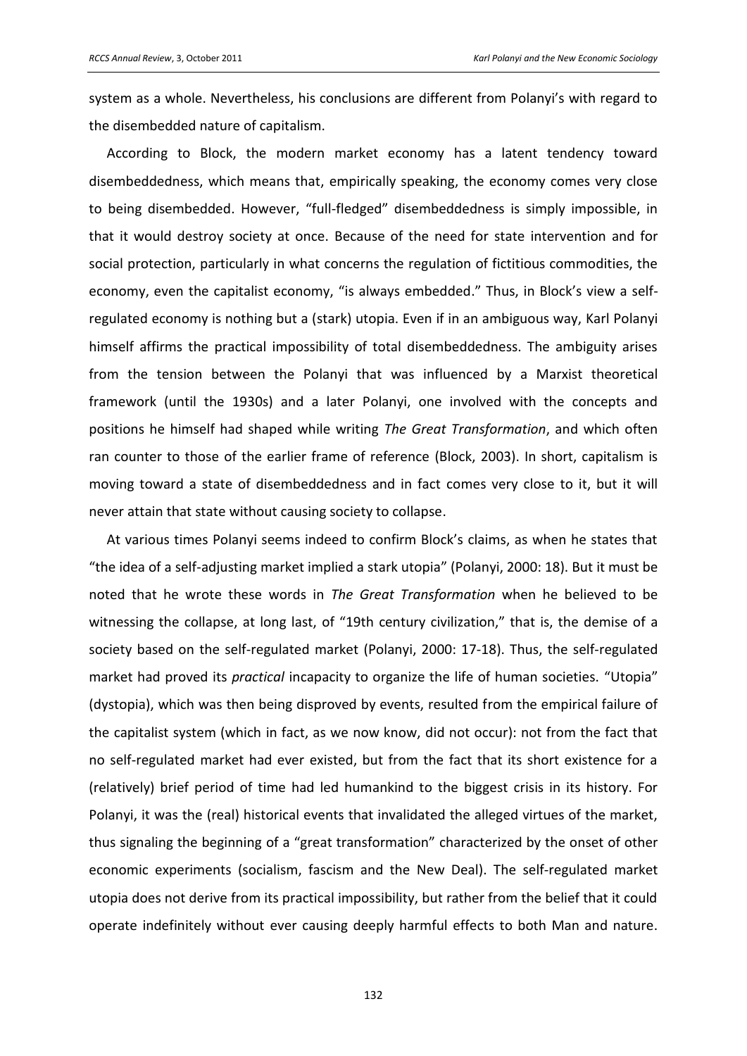system as a whole. Nevertheless, his conclusions are different from Polanyi's with regard to the disembedded nature of capitalism.

According to Block, the modern market economy has a latent tendency toward disembeddedness, which means that, empirically speaking, the economy comes very close to being disembedded. However, "full-fledged" disembeddedness is simply impossible, in that it would destroy society at once. Because of the need for state intervention and for social protection, particularly in what concerns the regulation of fictitious commodities, the economy, even the capitalist economy, "is always embedded." Thus, in Block's view a self-regulated economy is nothing but a (stark) utopia. Even if in an ambiguous way, Karl Polanyi himself affirms the practical impossibility of total disembeddedness. The ambiguity arises from the tension between the Polanyi that was influenced by a Marxist theoretical framework (until the 1930s) and a later Polanyi, one involved with the concepts and positions he himself had shaped while writing *The Great Transformation*, and which often ran counter to those of the earlier frame of reference (Block, 2003). In short, capitalism is moving toward a state of disembeddedness and in fact comes very close to it, but it will never attain that state without causing society to collapse.

At various times Polanyi seems indeed to confirm Block's claims, as when he states that "the idea of a self-adjusting market implied a stark utopia" (Polanyi, 2000: 18). But it must be noted that he wrote these words in *The Great Transformation* when he believed to be witnessing the collapse, at long last, of "19th century civilization," that is, the demise of a society based on the self-regulated market (Polanyi, 2000: 17-18). Thus, the self-regulated market had proved its *practical* incapacity to organize the life of human societies. "Utopia" (dystopia), which was then being disproved by events, resulted from the empirical failure of the capitalist system (which in fact, as we now know, did not occur): not from the fact that no self-regulated market had ever existed, but from the fact that its short existence for a (relatively) brief period of time had led humankind to the biggest crisis in its history. For Polanyi, it was the (real) historical events that invalidated the alleged virtues of the market, thus signaling the beginning of a "great transformation" characterized by the onset of other economic experiments (socialism, fascism and the New Deal). The self-regulated market utopia does not derive from its practical impossibility, but rather from the belief that it could operate indefinitely without ever causing deeply harmful effects to both Man and nature.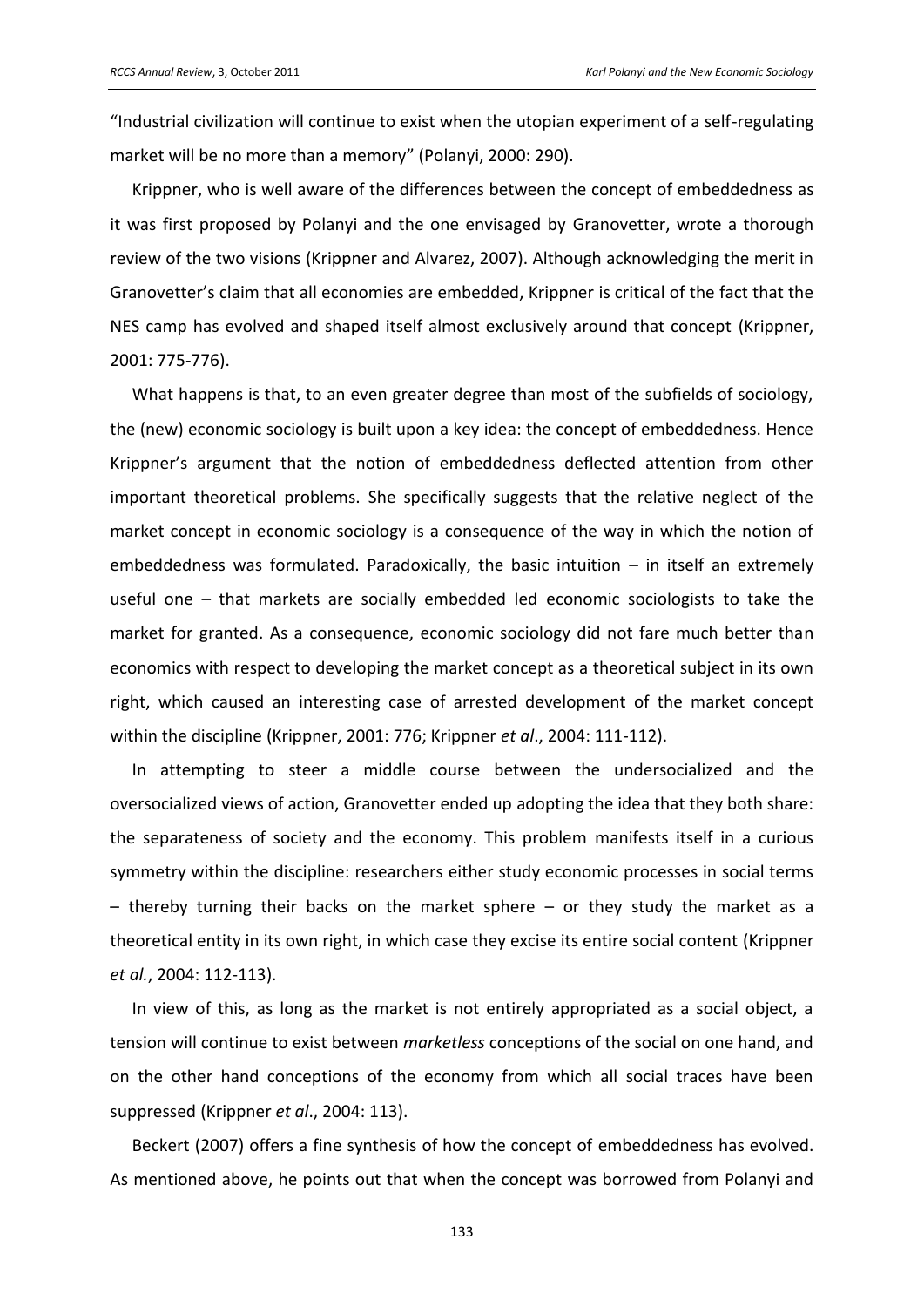"Industrial civilization will continue to exist when the utopian experiment of a self-regulating market will be no more than a memory" (Polanyi, 2000: 290).

Krippner, who is well aware of the differences between the concept of embeddedness as it was first proposed by Polanyi and the one envisaged by Granovetter, wrote a thorough review of the two visions (Krippner and Alvarez, 2007). Although acknowledging the merit in Granovetter's claim that all economies are embedded, Krippner is critical of the fact that the NES camp has evolved and shaped itself almost exclusively around that concept (Krippner, 2001: 775-776).

What happens is that, to an even greater degree than most of the subfields of sociology, the (new) economic sociology is built upon a key idea: the concept of embeddedness. Hence Krippner's argument that the notion of embeddedness deflected attention from other important theoretical problems. She specifically suggests that the relative neglect of the market concept in economic sociology is a consequence of the way in which the notion of embeddedness was formulated. Paradoxically, the basic intuition – in itself an extremely useful one – that markets are socially embedded led economic sociologists to take the market for granted. As a consequence, economic sociology did not fare much better than economics with respect to developing the market concept as a theoretical subject in its own right, which caused an interesting case of arrested development of the market concept within the discipline (Krippner, 2001: 776; Krippner *et al*., 2004: 111-112).

In attempting to steer a middle course between the undersocialized and the oversocialized views of action, Granovetter ended up adopting the idea that they both share: the separateness of society and the economy. This problem manifests itself in a curious symmetry within the discipline: researchers either study economic processes in social terms – thereby turning their backs on the market sphere – or they study the market as a theoretical entity in its own right, in which case they excise its entire social content (Krippner *et al.*, 2004: 112-113).

In view of this, as long as the market is not entirely appropriated as a social object, a tension will continue to exist between *marketless* conceptions of the social on one hand, and on the other hand conceptions of the economy from which all social traces have been suppressed (Krippner *et al*., 2004: 113).

Beckert (2007) offers a fine synthesis of how the concept of embeddedness has evolved. As mentioned above, he points out that when the concept was borrowed from Polanyi and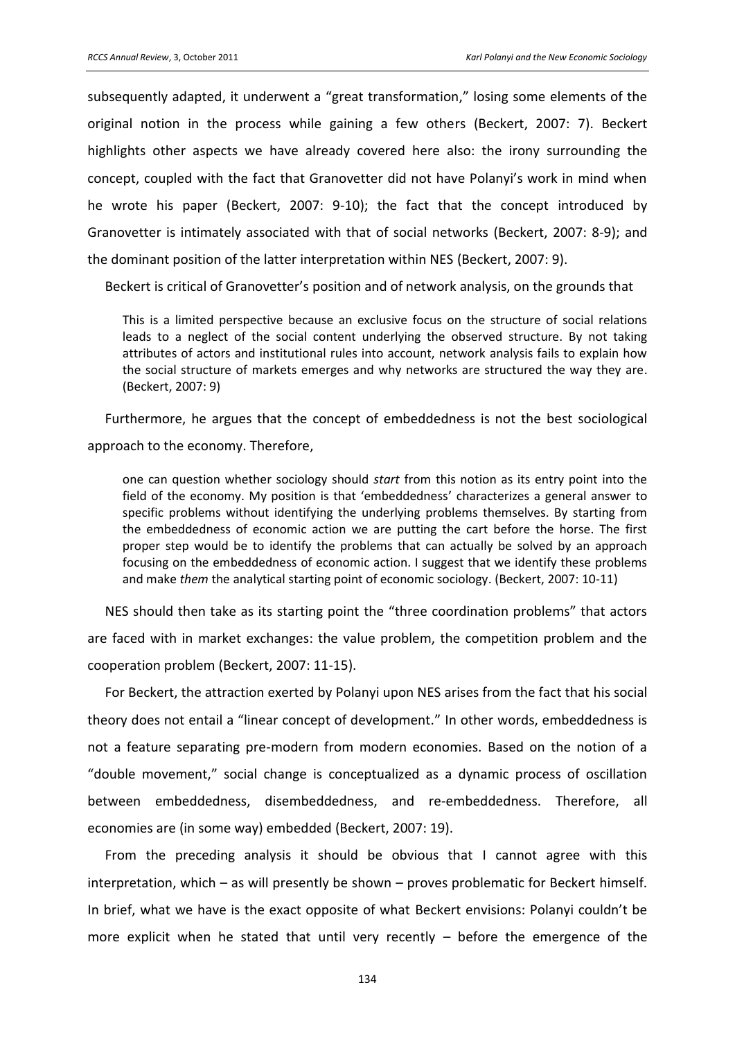subsequently adapted, it underwent a "great transformation," losing some elements of the original notion in the process while gaining a few others (Beckert, 2007: 7). Beckert highlights other aspects we have already covered here also: the irony surrounding the concept, coupled with the fact that Granovetter did not have Polanyi's work in mind when he wrote his paper (Beckert, 2007: 9-10); the fact that the concept introduced by Granovetter is intimately associated with that of social networks (Beckert, 2007: 8-9); and the dominant position of the latter interpretation within NES (Beckert, 2007: 9).

Beckert is critical of Granovetter's position and of network analysis, on the grounds that

> This is a limited perspective because an exclusive focus on the structure of social relations leads to a neglect of the social content underlying the observed structure. By not taking attributes of actors and institutional rules into account, network analysis fails to explain how the social structure of markets emerges and why networks are structured the way they are. (Beckert, 2007: 9)

Furthermore, he argues that the concept of embeddedness is not the best sociological approach to the economy. Therefore,

> one can question whether sociology should *start* from this notion as its entry point into the field of the economy. My position is that 'embeddedness' characterizes a general answer to specific problems without identifying the underlying problems themselves. By starting from the embeddedness of economic action we are putting the cart before the horse. The first proper step would be to identify the problems that can actually be solved by an approach focusing on the embeddedness of economic action. I suggest that we identify these problems and make *them* the analytical starting point of economic sociology. (Beckert, 2007: 10-11)

NES should then take as its starting point the "three coordination problems" that actors are faced with in market exchanges: the value problem, the competition problem and the cooperation problem (Beckert, 2007: 11-15).

For Beckert, the attraction exerted by Polanyi upon NES arises from the fact that his social theory does not entail a "linear concept of development." In other words, embeddedness is not a feature separating pre-modern from modern economies. Based on the notion of a "double movement," social change is conceptualized as a dynamic process of oscillation between embeddedness, disembeddedness, and re-embeddedness. Therefore, all economies are (in some way) embedded (Beckert, 2007: 19).

From the preceding analysis it should be obvious that I cannot agree with this interpretation, which – as will presently be shown – proves problematic for Beckert himself. In brief, what we have is the exact opposite of what Beckert envisions: Polanyi couldn't be more explicit when he stated that until very recently – before the emergence of the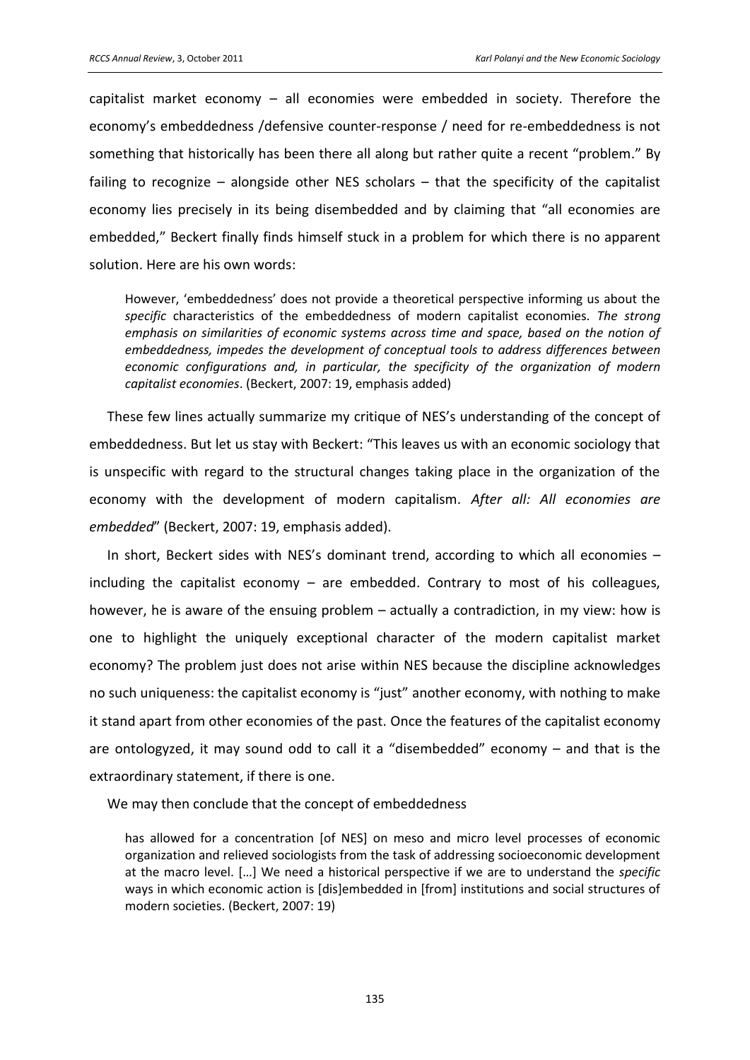capitalist market economy – all economies were embedded in society. Therefore the economy's embeddedness /defensive counter-response / need for re-embeddedness is not something that historically has been there all along but rather quite a recent "problem." By failing to recognize – alongside other NES scholars – that the specificity of the capitalist economy lies precisely in its being disembedded and by claiming that "all economies are embedded," Beckert finally finds himself stuck in a problem for which there is no apparent solution. Here are his own words:

> However, 'embeddedness' does not provide a theoretical perspective informing us about the *specific* characteristics of the embeddedness of modern capitalist economies. *The strong emphasis on similarities of economic systems across time and space, based on the notion of embeddedness, impedes the development of conceptual tools to address differences between economic configurations and, in particular, the specificity of the organization of modern capitalist economies*. (Beckert, 2007: 19, emphasis added)

These few lines actually summarize my critique of NES's understanding of the concept of embeddedness. But let us stay with Beckert: "This leaves us with an economic sociology that is unspecific with regard to the structural changes taking place in the organization of the economy with the development of modern capitalism. *After all: All economies are embedded*" (Beckert, 2007: 19, emphasis added).

In short, Beckert sides with NES's dominant trend, according to which all economies – including the capitalist economy – are embedded. Contrary to most of his colleagues, however, he is aware of the ensuing problem – actually a contradiction, in my view: how is one to highlight the uniquely exceptional character of the modern capitalist market economy? The problem just does not arise within NES because the discipline acknowledges no such uniqueness: the capitalist economy is "just" another economy, with nothing to make it stand apart from other economies of the past. Once the features of the capitalist economy are ontologyzed, it may sound odd to call it a "disembedded" economy – and that is the extraordinary statement, if there is one.

We may then conclude that the concept of embeddedness

> has allowed for a concentration [of NES] on meso and micro level processes of economic organization and relieved sociologists from the task of addressing socioeconomic development at the macro level. […] We need a historical perspective if we are to understand the *specific* ways in which economic action is [dis]embedded in [from] institutions and social structures of modern societies. (Beckert, 2007: 19)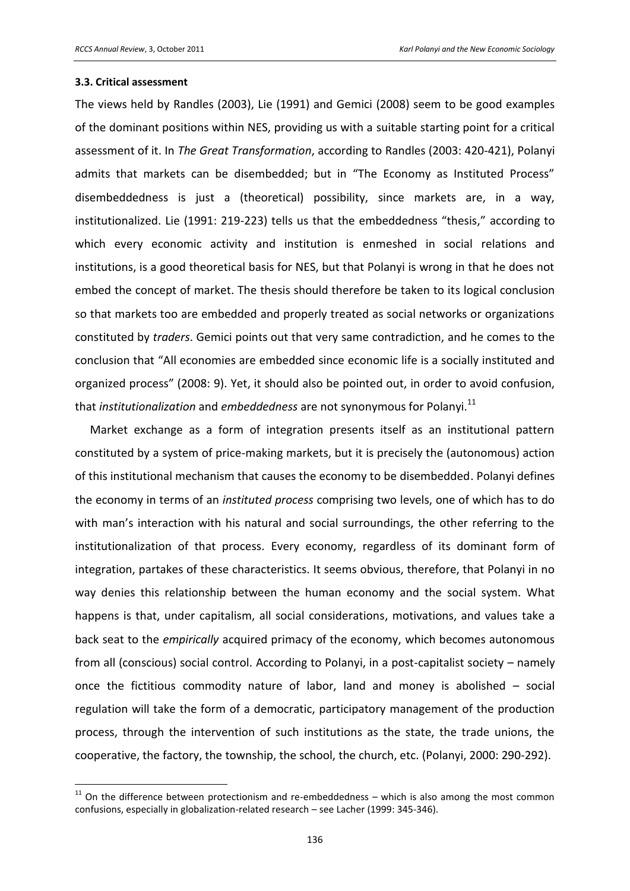### 3.3. Critical assessment

The views held by Randles (2003), Lie (1991) and Gemici (2008) seem to be good examples of the dominant positions within NES, providing us with a suitable starting point for a critical assessment of it. In *The Great Transformation*, according to Randles (2003: 420-421), Polanyi admits that markets can be disembedded; but in "The Economy as Instituted Process" disembeddedness is just a (theoretical) possibility, since markets are, in a way, institutionalized. Lie (1991: 219-223) tells us that the embeddedness "thesis," according to which every economic activity and institution is enmeshed in social relations and institutions, is a good theoretical basis for NES, but that Polanyi is wrong in that he does not embed the concept of market. The thesis should therefore be taken to its logical conclusion so that markets too are embedded and properly treated as social networks or organizations constituted by *traders*. Gemici points out that very same contradiction, and he comes to the conclusion that "All economies are embedded since economic life is a socially instituted and organized process" (2008: 9). Yet, it should also be pointed out, in order to avoid confusion, that *institutionalization* and *embeddedness* are not synonymous for Polanyi.[11]

Market exchange as a form of integration presents itself as an institutional pattern constituted by a system of price-making markets, but it is precisely the (autonomous) action of this institutional mechanism that causes the economy to be disembedded. Polanyi defines the economy in terms of an *instituted process* comprising two levels, one of which has to do with man's interaction with his natural and social surroundings, the other referring to the institutionalization of that process. Every economy, regardless of its dominant form of integration, partakes of these characteristics. It seems obvious, therefore, that Polanyi in no way denies this relationship between the human economy and the social system. What happens is that, under capitalism, all social considerations, motivations, and values take a back seat to the *empirically* acquired primacy of the economy, which becomes autonomous from all (conscious) social control. According to Polanyi, in a post-capitalist society – namely once the fictitious commodity nature of labor, land and money is abolished – social regulation will take the form of a democratic, participatory management of the production process, through the intervention of such institutions as the state, the trade unions, the cooperative, the factory, the township, the school, the church, etc. (Polanyi, 2000: 290-292).

[11] On the difference between protectionism and re-embeddedness – which is also among the most common confusions, especially in globalization-related research – see Lacher (1999: 345-346).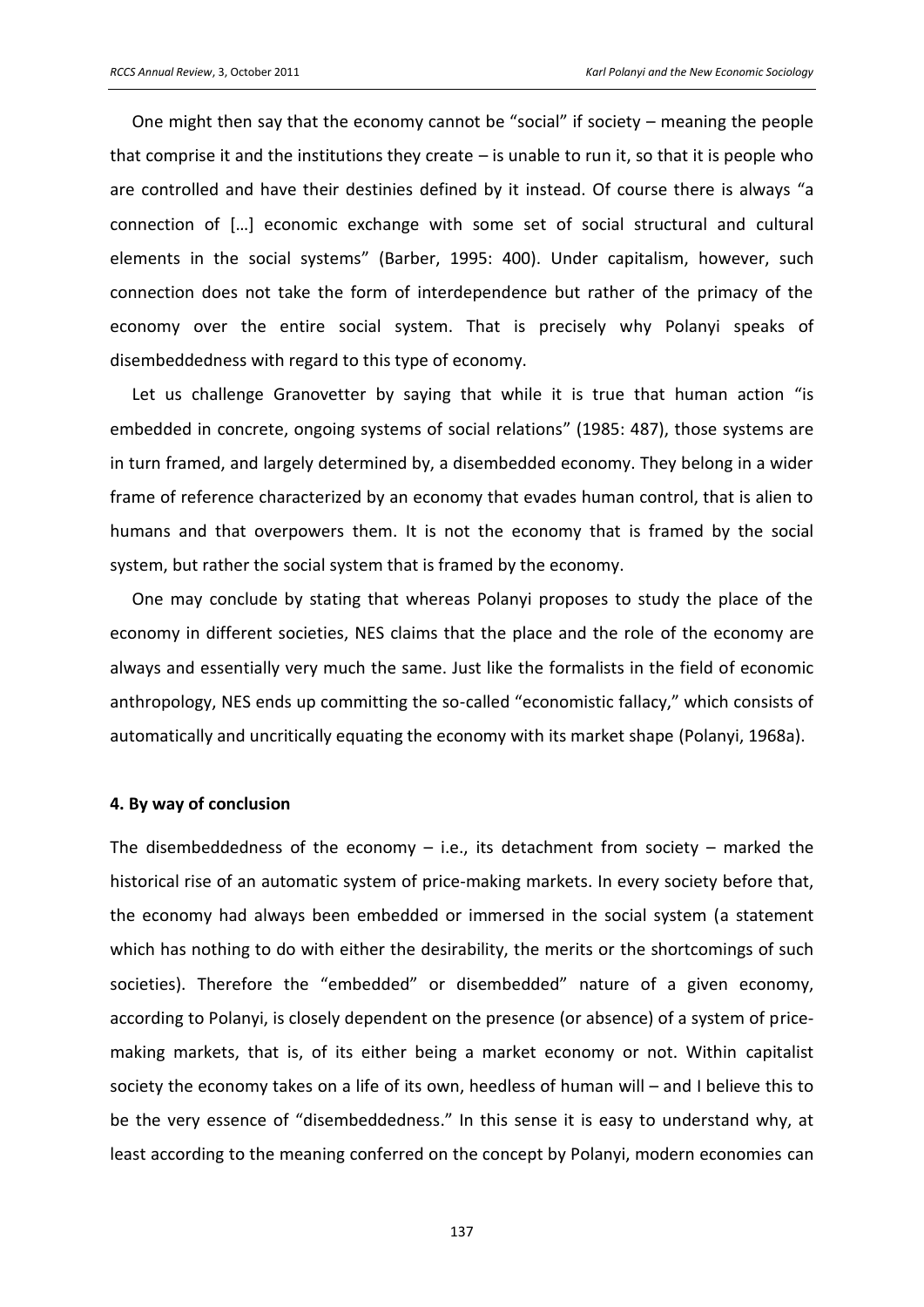One might then say that the economy cannot be "social" if society – meaning the people that comprise it and the institutions they create – is unable to run it, so that it is people who are controlled and have their destinies defined by it instead. Of course there is always "a connection of […] economic exchange with some set of social structural and cultural elements in the social systems" (Barber, 1995: 400). Under capitalism, however, such connection does not take the form of interdependence but rather of the primacy of the economy over the entire social system. That is precisely why Polanyi speaks of disembeddedness with regard to this type of economy.

Let us challenge Granovetter by saying that while it is true that human action "is embedded in concrete, ongoing systems of social relations" (1985: 487), those systems are in turn framed, and largely determined by, a disembedded economy. They belong in a wider frame of reference characterized by an economy that evades human control, that is alien to humans and that overpowers them. It is not the economy that is framed by the social system, but rather the social system that is framed by the economy.

One may conclude by stating that whereas Polanyi proposes to study the place of the economy in different societies, NES claims that the place and the role of the economy are always and essentially very much the same. Just like the formalists in the field of economic anthropology, NES ends up committing the so-called "economistic fallacy," which consists of automatically and uncritically equating the economy with its market shape (Polanyi, 1968a).

## 4. By way of conclusion

The disembeddedness of the economy – i.e., its detachment from society – marked the historical rise of an automatic system of price-making markets. In every society before that, the economy had always been embedded or immersed in the social system (a statement which has nothing to do with either the desirability, the merits or the shortcomings of such societies). Therefore the "embedded" or disembedded" nature of a given economy, according to Polanyi, is closely dependent on the presence (or absence) of a system of price-making markets, that is, of its either being a market economy or not. Within capitalist society the economy takes on a life of its own, heedless of human will – and I believe this to be the very essence of "disembeddedness." In this sense it is easy to understand why, at least according to the meaning conferred on the concept by Polanyi, modern economies can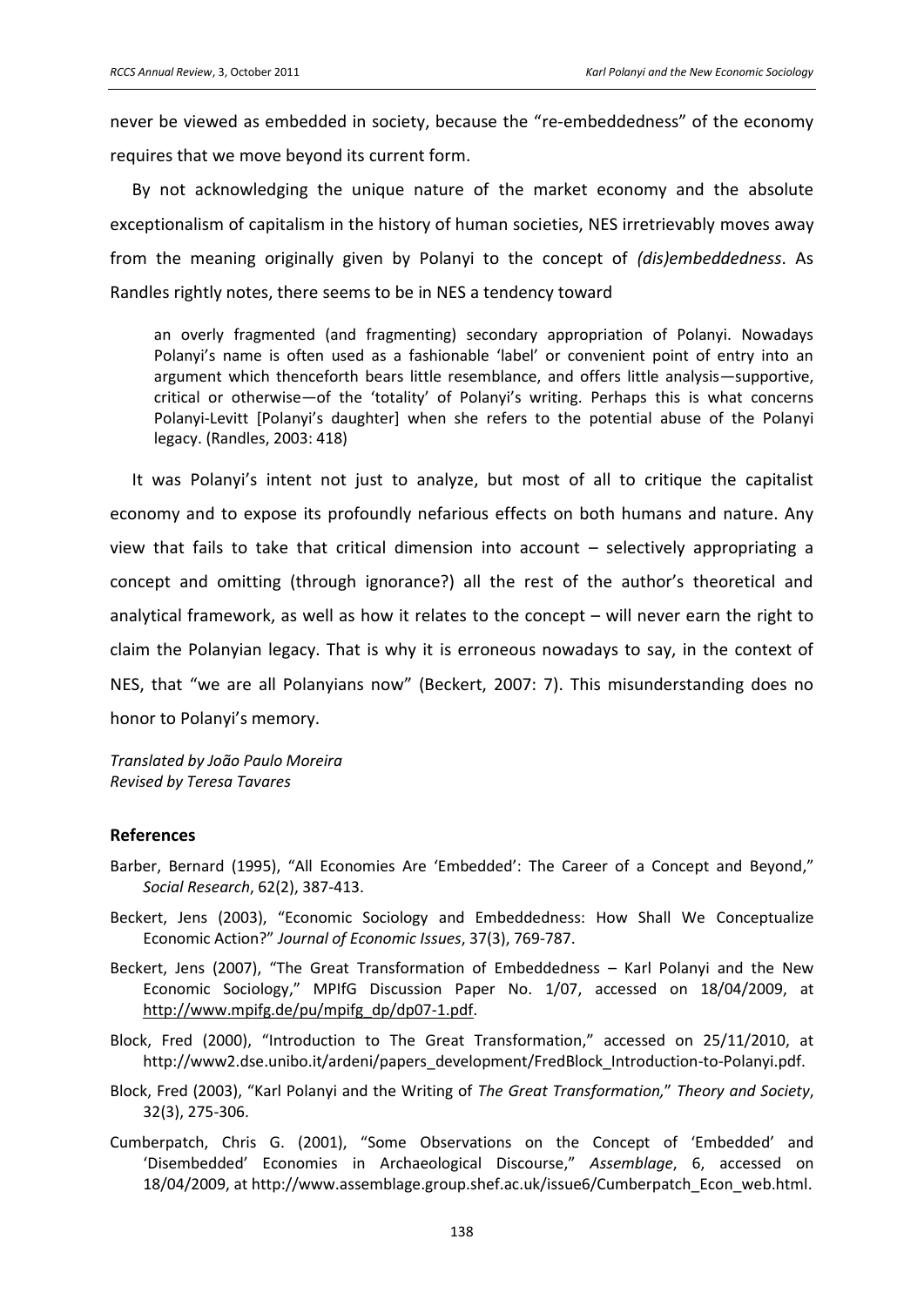never be viewed as embedded in society, because the "re-embeddedness" of the economy requires that we move beyond its current form.

By not acknowledging the unique nature of the market economy and the absolute exceptionalism of capitalism in the history of human societies, NES irretrievably moves away from the meaning originally given by Polanyi to the concept of *(dis)embeddedness*. As Randles rightly notes, there seems to be in NES a tendency toward

> an overly fragmented (and fragmenting) secondary appropriation of Polanyi. Nowadays Polanyi's name is often used as a fashionable 'label' or convenient point of entry into an argument which thenceforth bears little resemblance, and offers little analysis—supportive, critical or otherwise—of the 'totality' of Polanyi's writing. Perhaps this is what concerns Polanyi-Levitt [Polanyi's daughter] when she refers to the potential abuse of the Polanyi legacy. (Randles, 2003: 418)

It was Polanyi's intent not just to analyze, but most of all to critique the capitalist economy and to expose its profoundly nefarious effects on both humans and nature. Any view that fails to take that critical dimension into account – selectively appropriating a concept and omitting (through ignorance?) all the rest of the author's theoretical and analytical framework, as well as how it relates to the concept – will never earn the right to claim the Polanyian legacy. That is why it is erroneous nowadays to say, in the context of NES, that "we are all Polanyians now" (Beckert, 2007: 7). This misunderstanding does no honor to Polanyi's memory.

*Translated by João Paulo Moreira*
*Revised by Teresa Tavares*

### References

Barber, Bernard (1995), "All Economies Are 'Embedded': The Career of a Concept and Beyond," *Social Research*, 62(2), 387-413.

Beckert, Jens (2003), "Economic Sociology and Embeddedness: How Shall We Conceptualize Economic Action?" *Journal of Economic Issues*, 37(3), 769-787.

Beckert, Jens (2007), "The Great Transformation of Embeddedness – Karl Polanyi and the New Economic Sociology," MPIfG Discussion Paper No. 1/07, accessed on 18/04/2009, at http://www.mpifg.de/pu/mpifg_dp/dp07-1.pdf.

Block, Fred (2000), "Introduction to The Great Transformation," accessed on 25/11/2010, at http://www2.dse.unibo.it/ardeni/papers_development/FredBlock_Introduction-to-Polanyi.pdf.

Block, Fred (2003), "Karl Polanyi and the Writing of *The Great Transformation*," *Theory and Society*, 32(3), 275-306.

Cumberpatch, Chris G. (2001), "Some Observations on the Concept of 'Embedded' and 'Disembedded' Economies in Archaeological Discourse," *Assemblage*, 6, accessed on 18/04/2009, at http://www.assemblage.group.shef.ac.uk/issue6/Cumberpatch_Econ_web.html.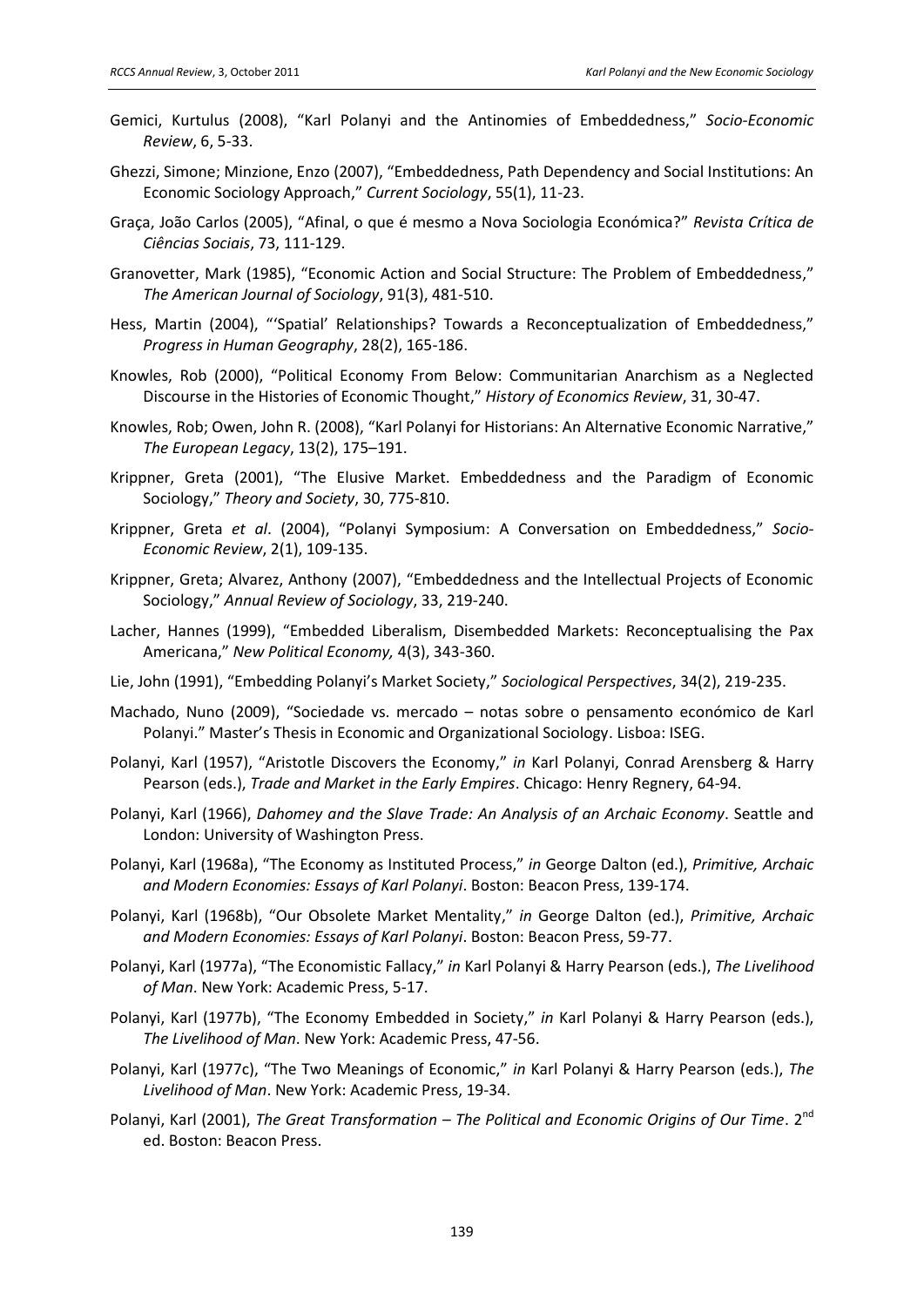Gemici, Kurtulus (2008), "Karl Polanyi and the Antinomies of Embeddedness," *Socio-Economic Review*, 6, 5-33.

Ghezzi, Simone; Minzione, Enzo (2007), "Embeddedness, Path Dependency and Social Institutions: An Economic Sociology Approach," *Current Sociology*, 55(1), 11-23.

Graça, João Carlos (2005), "Afinal, o que é mesmo a Nova Sociologia Económica?" *Revista Crítica de Ciências Sociais*, 73, 111-129.

Granovetter, Mark (1985), "Economic Action and Social Structure: The Problem of Embeddedness," *The American Journal of Sociology*, 91(3), 481-510.

Hess, Martin (2004), "'Spatial' Relationships? Towards a Reconceptualization of Embeddedness," *Progress in Human Geography*, 28(2), 165-186.

Knowles, Rob (2000), "Political Economy From Below: Communitarian Anarchism as a Neglected Discourse in the Histories of Economic Thought," *History of Economics Review*, 31, 30-47.

Knowles, Rob; Owen, John R. (2008), "Karl Polanyi for Historians: An Alternative Economic Narrative," *The European Legacy*, 13(2), 175–191.

Krippner, Greta (2001), "The Elusive Market. Embeddedness and the Paradigm of Economic Sociology," *Theory and Society*, 30, 775-810.

Krippner, Greta *et al*. (2004), "Polanyi Symposium: A Conversation on Embeddedness," *Socio-Economic Review*, 2(1), 109-135.

Krippner, Greta; Alvarez, Anthony (2007), "Embeddedness and the Intellectual Projects of Economic Sociology," *Annual Review of Sociology*, 33, 219-240.

Lacher, Hannes (1999), "Embedded Liberalism, Disembedded Markets: Reconceptualising the Pax Americana," *New Political Economy,* 4(3), 343-360.

Lie, John (1991), "Embedding Polanyi's Market Society," *Sociological Perspectives*, 34(2), 219-235.

Machado, Nuno (2009), "Sociedade vs. mercado – notas sobre o pensamento económico de Karl Polanyi." Master's Thesis in Economic and Organizational Sociology. Lisboa: ISEG.

Polanyi, Karl (1957), "Aristotle Discovers the Economy," *in* Karl Polanyi, Conrad Arensberg & Harry Pearson (eds.), *Trade and Market in the Early Empires*. Chicago: Henry Regnery, 64-94.

Polanyi, Karl (1966), *Dahomey and the Slave Trade: An Analysis of an Archaic Economy*. Seattle and London: University of Washington Press.

Polanyi, Karl (1968a), "The Economy as Instituted Process," *in* George Dalton (ed.), *Primitive, Archaic and Modern Economies: Essays of Karl Polanyi*. Boston: Beacon Press, 139-174.

Polanyi, Karl (1968b), "Our Obsolete Market Mentality," *in* George Dalton (ed.), *Primitive, Archaic and Modern Economies: Essays of Karl Polanyi*. Boston: Beacon Press, 59-77.

Polanyi, Karl (1977a), "The Economistic Fallacy," *in* Karl Polanyi & Harry Pearson (eds.), *The Livelihood of Man*. New York: Academic Press, 5-17.

Polanyi, Karl (1977b), "The Economy Embedded in Society," *in* Karl Polanyi & Harry Pearson (eds.), *The Livelihood of Man*. New York: Academic Press, 47-56.

Polanyi, Karl (1977c), "The Two Meanings of Economic," *in* Karl Polanyi & Harry Pearson (eds.), *The Livelihood of Man*. New York: Academic Press, 19-34.

Polanyi, Karl (2001), *The Great Transformation – The Political and Economic Origins of Our Time*. 2nd ed. Boston: Beacon Press.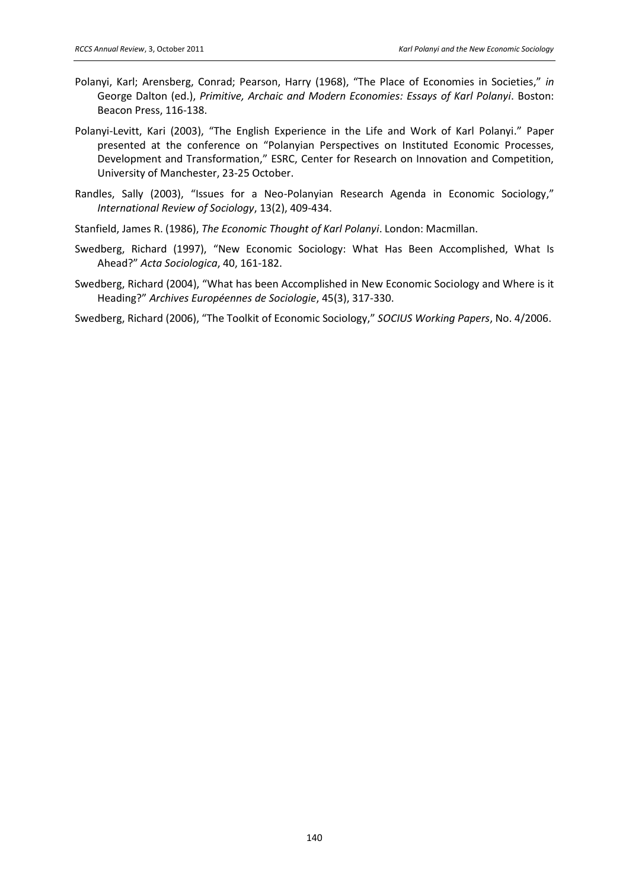Polanyi, Karl; Arensberg, Conrad; Pearson, Harry (1968), "The Place of Economies in Societies," *in* George Dalton (ed.), *Primitive, Archaic and Modern Economies: Essays of Karl Polanyi*. Boston: Beacon Press, 116-138.

Polanyi-Levitt, Kari (2003), "The English Experience in the Life and Work of Karl Polanyi." Paper presented at the conference on "Polanyian Perspectives on Instituted Economic Processes, Development and Transformation," ESRC, Center for Research on Innovation and Competition, University of Manchester, 23-25 October.

Randles, Sally (2003), "Issues for a Neo-Polanyian Research Agenda in Economic Sociology," *International Review of Sociology*, 13(2), 409-434.

Stanfield, James R. (1986), *The Economic Thought of Karl Polanyi*. London: Macmillan.

Swedberg, Richard (1997), "New Economic Sociology: What Has Been Accomplished, What Is Ahead?" *Acta Sociologica*, 40, 161-182.

Swedberg, Richard (2004), "What has been Accomplished in New Economic Sociology and Where is it Heading?" *Archives Européennes de Sociologie*, 45(3), 317-330.

Swedberg, Richard (2006), "The Toolkit of Economic Sociology," *SOCIUS Working Papers*, No. 4/2006.